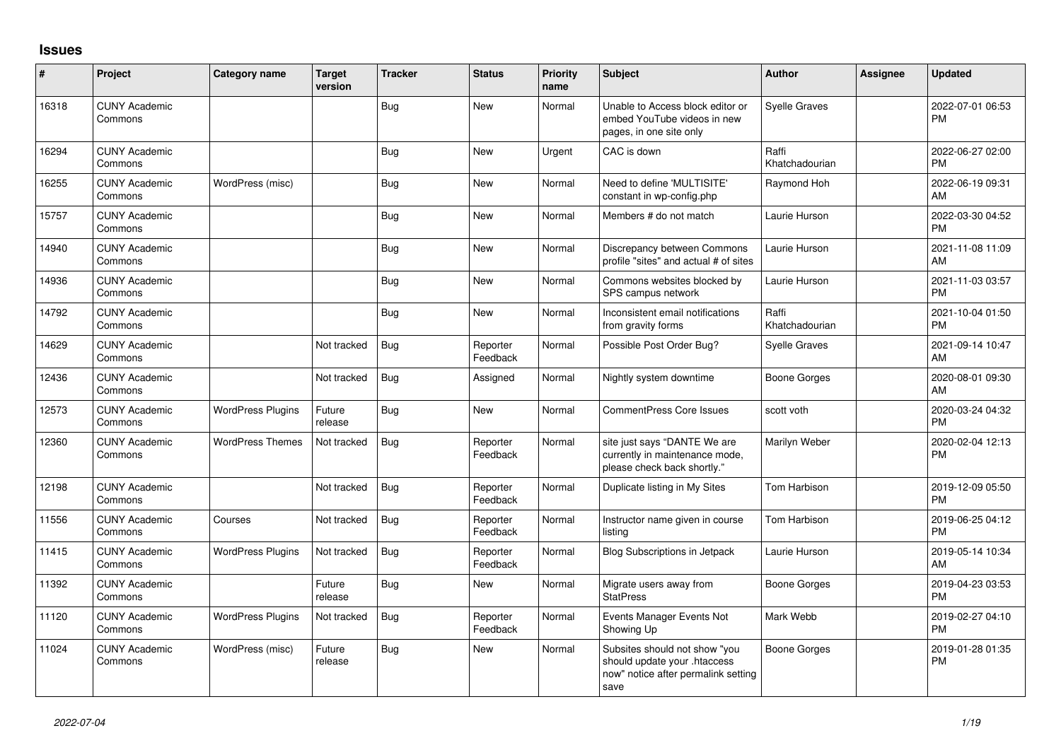## Issues

| # | Project | Category name | Target version | Tracker | Status | Priority name | Subject | Author | Assignee | Updated |
|---|---|---|---|---|---|---|---|---|---|---|
| 16318 | CUNY Academic Commons | | | Bug | New | Normal | Unable to Access block editor or embed YouTube videos in new pages, in one site only | Syelle Graves | | 2022-07-01 06:53 PM |
| 16294 | CUNY Academic Commons | | | Bug | New | Urgent | CAC is down | Raffi Khatchadourian | | 2022-06-27 02:00 PM |
| 16255 | CUNY Academic Commons | WordPress (misc) | | Bug | New | Normal | Need to define 'MULTISITE' constant in wp-config.php | Raymond Hoh | | 2022-06-19 09:31 AM |
| 15757 | CUNY Academic Commons | | | Bug | New | Normal | Members # do not match | Laurie Hurson | | 2022-03-30 04:52 PM |
| 14940 | CUNY Academic Commons | | | Bug | New | Normal | Discrepancy between Commons profile "sites" and actual # of sites | Laurie Hurson | | 2021-11-08 11:09 AM |
| 14936 | CUNY Academic Commons | | | Bug | New | Normal | Commons websites blocked by SPS campus network | Laurie Hurson | | 2021-11-03 03:57 PM |
| 14792 | CUNY Academic Commons | | | Bug | New | Normal | Inconsistent email notifications from gravity forms | Raffi Khatchadourian | | 2021-10-04 01:50 PM |
| 14629 | CUNY Academic Commons | | Not tracked | Bug | Reporter Feedback | Normal | Possible Post Order Bug? | Syelle Graves | | 2021-09-14 10:47 AM |
| 12436 | CUNY Academic Commons | | Not tracked | Bug | Assigned | Normal | Nightly system downtime | Boone Gorges | | 2020-08-01 09:30 AM |
| 12573 | CUNY Academic Commons | WordPress Plugins | Future release | Bug | New | Normal | CommentPress Core Issues | scott voth | | 2020-03-24 04:32 PM |
| 12360 | CUNY Academic Commons | WordPress Themes | Not tracked | Bug | Reporter Feedback | Normal | site just says "DANTE We are currently in maintenance mode, please check back shortly." | Marilyn Weber | | 2020-02-04 12:13 PM |
| 12198 | CUNY Academic Commons | | Not tracked | Bug | Reporter Feedback | Normal | Duplicate listing in My Sites | Tom Harbison | | 2019-12-09 05:50 PM |
| 11556 | CUNY Academic Commons | Courses | Not tracked | Bug | Reporter Feedback | Normal | Instructor name given in course listing | Tom Harbison | | 2019-06-25 04:12 PM |
| 11415 | CUNY Academic Commons | WordPress Plugins | Not tracked | Bug | Reporter Feedback | Normal | Blog Subscriptions in Jetpack | Laurie Hurson | | 2019-05-14 10:34 AM |
| 11392 | CUNY Academic Commons | | Future release | Bug | New | Normal | Migrate users away from StatPress | Boone Gorges | | 2019-04-23 03:53 PM |
| 11120 | CUNY Academic Commons | WordPress Plugins | Not tracked | Bug | Reporter Feedback | Normal | Events Manager Events Not Showing Up | Mark Webb | | 2019-02-27 04:10 PM |
| 11024 | CUNY Academic Commons | WordPress (misc) | Future release | Bug | New | Normal | Subsites should not show "you should update your .htaccess now" notice after permalink setting save | Boone Gorges | | 2019-01-28 01:35 PM |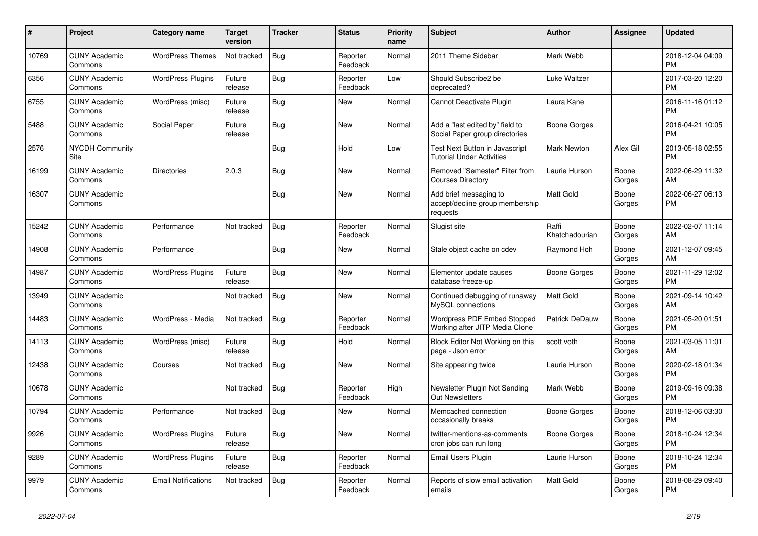| # | Project | Category name | Target version | Tracker | Status | Priority name | Subject | Author | Assignee | Updated |
|---|---|---|---|---|---|---|---|---|---|---|
| 10769 | CUNY Academic Commons | WordPress Themes | Not tracked | Bug | Reporter Feedback | Normal | 2011 Theme Sidebar | Mark Webb | | 2018-12-04 04:09 PM |
| 6356 | CUNY Academic Commons | WordPress Plugins | Future release | Bug | Reporter Feedback | Low | Should Subscribe2 be deprecated? | Luke Waltzer | | 2017-03-20 12:20 PM |
| 6755 | CUNY Academic Commons | WordPress (misc) | Future release | Bug | New | Normal | Cannot Deactivate Plugin | Laura Kane | | 2016-11-16 01:12 PM |
| 5488 | CUNY Academic Commons | Social Paper | Future release | Bug | New | Normal | Add a "last edited by" field to Social Paper group directories | Boone Gorges | | 2016-04-21 10:05 PM |
| 2576 | NYCDH Community Site | | | Bug | Hold | Low | Test Next Button in Javascript Tutorial Under Activities | Mark Newton | Alex Gil | 2013-05-18 02:55 PM |
| 16199 | CUNY Academic Commons | Directories | 2.0.3 | Bug | New | Normal | Removed "Semester" Filter from Courses Directory | Laurie Hurson | Boone Gorges | 2022-06-29 11:32 AM |
| 16307 | CUNY Academic Commons | | | Bug | New | Normal | Add brief messaging to accept/decline group membership requests | Matt Gold | Boone Gorges | 2022-06-27 06:13 PM |
| 15242 | CUNY Academic Commons | Performance | Not tracked | Bug | Reporter Feedback | Normal | Slugist site | Raffi Khatchadourian | Boone Gorges | 2022-02-07 11:14 AM |
| 14908 | CUNY Academic Commons | Performance | | Bug | New | Normal | Stale object cache on cdev | Raymond Hoh | Boone Gorges | 2021-12-07 09:45 AM |
| 14987 | CUNY Academic Commons | WordPress Plugins | Future release | Bug | New | Normal | Elementor update causes database freeze-up | Boone Gorges | Boone Gorges | 2021-11-29 12:02 PM |
| 13949 | CUNY Academic Commons | | Not tracked | Bug | New | Normal | Continued debugging of runaway MySQL connections | Matt Gold | Boone Gorges | 2021-09-14 10:42 AM |
| 14483 | CUNY Academic Commons | WordPress - Media | Not tracked | Bug | Reporter Feedback | Normal | Wordpress PDF Embed Stopped Working after JITP Media Clone | Patrick DeDauw | Boone Gorges | 2021-05-20 01:51 PM |
| 14113 | CUNY Academic Commons | WordPress (misc) | Future release | Bug | Hold | Normal | Block Editor Not Working on this page - Json error | scott voth | Boone Gorges | 2021-03-05 11:01 AM |
| 12438 | CUNY Academic Commons | Courses | Not tracked | Bug | New | Normal | Site appearing twice | Laurie Hurson | Boone Gorges | 2020-02-18 01:34 PM |
| 10678 | CUNY Academic Commons | | Not tracked | Bug | Reporter Feedback | High | Newsletter Plugin Not Sending Out Newsletters | Mark Webb | Boone Gorges | 2019-09-16 09:38 PM |
| 10794 | CUNY Academic Commons | Performance | Not tracked | Bug | New | Normal | Memcached connection occasionally breaks | Boone Gorges | Boone Gorges | 2018-12-06 03:30 PM |
| 9926 | CUNY Academic Commons | WordPress Plugins | Future release | Bug | New | Normal | twitter-mentions-as-comments cron jobs can run long | Boone Gorges | Boone Gorges | 2018-10-24 12:34 PM |
| 9289 | CUNY Academic Commons | WordPress Plugins | Future release | Bug | Reporter Feedback | Normal | Email Users Plugin | Laurie Hurson | Boone Gorges | 2018-10-24 12:34 PM |
| 9979 | CUNY Academic Commons | Email Notifications | Not tracked | Bug | Reporter Feedback | Normal | Reports of slow email activation emails | Matt Gold | Boone Gorges | 2018-08-29 09:40 PM |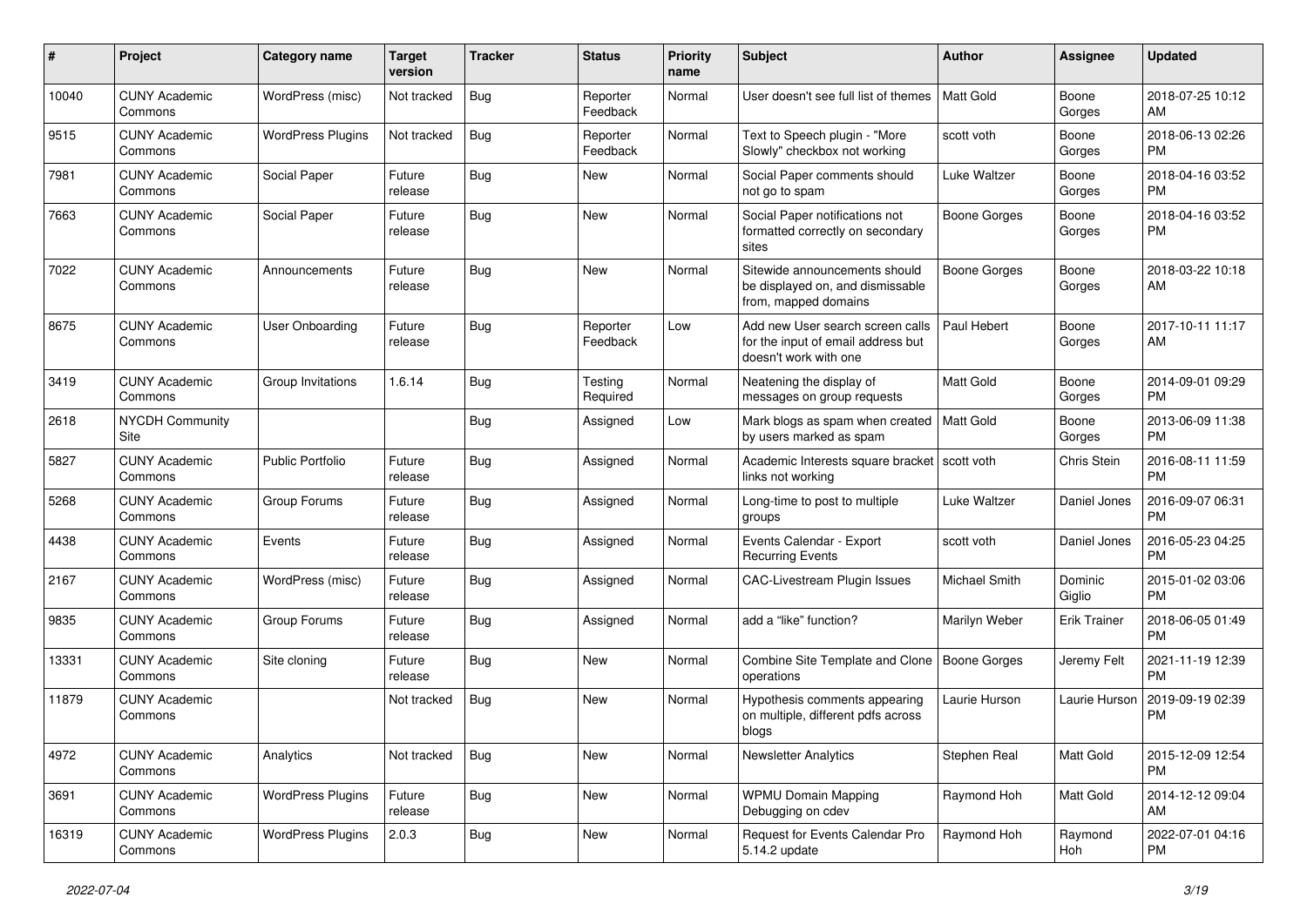| # | Project | Category name | Target version | Tracker | Status | Priority name | Subject | Author | Assignee | Updated |
|---|---|---|---|---|---|---|---|---|---|---|
| 10040 | CUNY Academic Commons | WordPress (misc) | Not tracked | Bug | Reporter Feedback | Normal | User doesn't see full list of themes | Matt Gold | Boone Gorges | 2018-07-25 10:12 AM |
| 9515 | CUNY Academic Commons | WordPress Plugins | Not tracked | Bug | Reporter Feedback | Normal | Text to Speech plugin - "More Slowly" checkbox not working | scott voth | Boone Gorges | 2018-06-13 02:26 PM |
| 7981 | CUNY Academic Commons | Social Paper | Future release | Bug | New | Normal | Social Paper comments should not go to spam | Luke Waltzer | Boone Gorges | 2018-04-16 03:52 PM |
| 7663 | CUNY Academic Commons | Social Paper | Future release | Bug | New | Normal | Social Paper notifications not formatted correctly on secondary sites | Boone Gorges | Boone Gorges | 2018-04-16 03:52 PM |
| 7022 | CUNY Academic Commons | Announcements | Future release | Bug | New | Normal | Sitewide announcements should be displayed on, and dismissable from, mapped domains | Boone Gorges | Boone Gorges | 2018-03-22 10:18 AM |
| 8675 | CUNY Academic Commons | User Onboarding | Future release | Bug | Reporter Feedback | Low | Add new User search screen calls for the input of email address but doesn't work with one | Paul Hebert | Boone Gorges | 2017-10-11 11:17 AM |
| 3419 | CUNY Academic Commons | Group Invitations | 1.6.14 | Bug | Testing Required | Normal | Neatening the display of messages on group requests | Matt Gold | Boone Gorges | 2014-09-01 09:29 PM |
| 2618 | NYCDH Community Site | | | Bug | Assigned | Low | Mark blogs as spam when created by users marked as spam | Matt Gold | Boone Gorges | 2013-06-09 11:38 PM |
| 5827 | CUNY Academic Commons | Public Portfolio | Future release | Bug | Assigned | Normal | Academic Interests square bracket links not working | scott voth | Chris Stein | 2016-08-11 11:59 PM |
| 5268 | CUNY Academic Commons | Group Forums | Future release | Bug | Assigned | Normal | Long-time to post to multiple groups | Luke Waltzer | Daniel Jones | 2016-09-07 06:31 PM |
| 4438 | CUNY Academic Commons | Events | Future release | Bug | Assigned | Normal | Events Calendar - Export Recurring Events | scott voth | Daniel Jones | 2016-05-23 04:25 PM |
| 2167 | CUNY Academic Commons | WordPress (misc) | Future release | Bug | Assigned | Normal | CAC-Livestream Plugin Issues | Michael Smith | Dominic Giglio | 2015-01-02 03:06 PM |
| 9835 | CUNY Academic Commons | Group Forums | Future release | Bug | Assigned | Normal | add a "like" function? | Marilyn Weber | Erik Trainer | 2018-06-05 01:49 PM |
| 13331 | CUNY Academic Commons | Site cloning | Future release | Bug | New | Normal | Combine Site Template and Clone operations | Boone Gorges | Jeremy Felt | 2021-11-19 12:39 PM |
| 11879 | CUNY Academic Commons | | Not tracked | Bug | New | Normal | Hypothesis comments appearing on multiple, different pdfs across blogs | Laurie Hurson | Laurie Hurson | 2019-09-19 02:39 PM |
| 4972 | CUNY Academic Commons | Analytics | Not tracked | Bug | New | Normal | Newsletter Analytics | Stephen Real | Matt Gold | 2015-12-09 12:54 PM |
| 3691 | CUNY Academic Commons | WordPress Plugins | Future release | Bug | New | Normal | WPMU Domain Mapping Debugging on cdev | Raymond Hoh | Matt Gold | 2014-12-12 09:04 AM |
| 16319 | CUNY Academic Commons | WordPress Plugins | 2.0.3 | Bug | New | Normal | Request for Events Calendar Pro 5.14.2 update | Raymond Hoh | Raymond Hoh | 2022-07-01 04:16 PM |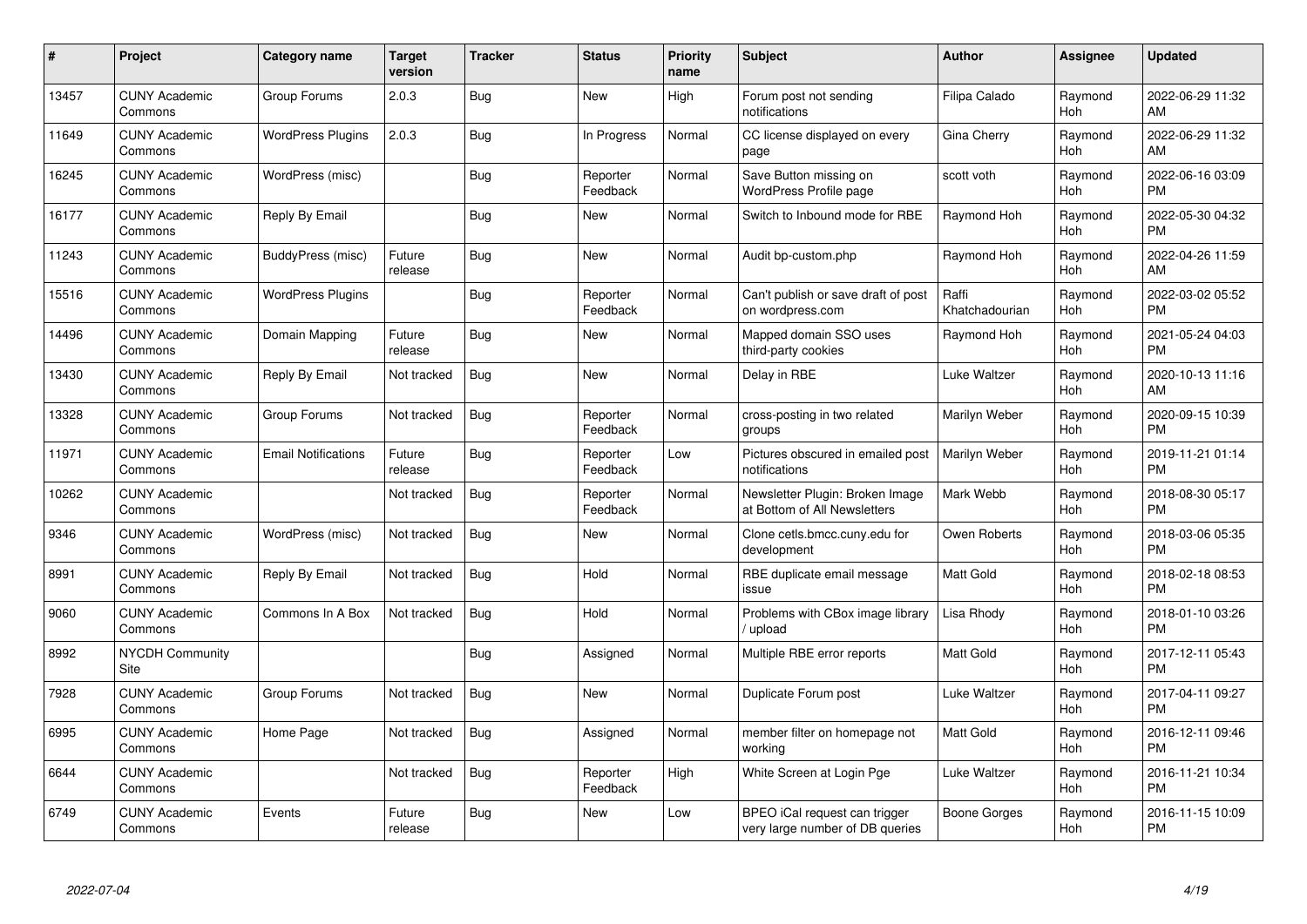| # | Project | Category name | Target version | Tracker | Status | Priority name | Subject | Author | Assignee | Updated |
|---|---|---|---|---|---|---|---|---|---|---|
| 13457 | CUNY Academic Commons | Group Forums | 2.0.3 | Bug | New | High | Forum post not sending notifications | Filipa Calado | Raymond Hoh | 2022-06-29 11:32 AM |
| 11649 | CUNY Academic Commons | WordPress Plugins | 2.0.3 | Bug | In Progress | Normal | CC license displayed on every page | Gina Cherry | Raymond Hoh | 2022-06-29 11:32 AM |
| 16245 | CUNY Academic Commons | WordPress (misc) | | Bug | Reporter Feedback | Normal | Save Button missing on WordPress Profile page | scott voth | Raymond Hoh | 2022-06-16 03:09 PM |
| 16177 | CUNY Academic Commons | Reply By Email | | Bug | New | Normal | Switch to Inbound mode for RBE | Raymond Hoh | Raymond Hoh | 2022-05-30 04:32 PM |
| 11243 | CUNY Academic Commons | BuddyPress (misc) | Future release | Bug | New | Normal | Audit bp-custom.php | Raymond Hoh | Raymond Hoh | 2022-04-26 11:59 AM |
| 15516 | CUNY Academic Commons | WordPress Plugins | | Bug | Reporter Feedback | Normal | Can't publish or save draft of post on wordpress.com | Raffi Khatchadourian | Raymond Hoh | 2022-03-02 05:52 PM |
| 14496 | CUNY Academic Commons | Domain Mapping | Future release | Bug | New | Normal | Mapped domain SSO uses third-party cookies | Raymond Hoh | Raymond Hoh | 2021-05-24 04:03 PM |
| 13430 | CUNY Academic Commons | Reply By Email | Not tracked | Bug | New | Normal | Delay in RBE | Luke Waltzer | Raymond Hoh | 2020-10-13 11:16 AM |
| 13328 | CUNY Academic Commons | Group Forums | Not tracked | Bug | Reporter Feedback | Normal | cross-posting in two related groups | Marilyn Weber | Raymond Hoh | 2020-09-15 10:39 PM |
| 11971 | CUNY Academic Commons | Email Notifications | Future release | Bug | Reporter Feedback | Low | Pictures obscured in emailed post notifications | Marilyn Weber | Raymond Hoh | 2019-11-21 01:14 PM |
| 10262 | CUNY Academic Commons | | Not tracked | Bug | Reporter Feedback | Normal | Newsletter Plugin: Broken Image at Bottom of All Newsletters | Mark Webb | Raymond Hoh | 2018-08-30 05:17 PM |
| 9346 | CUNY Academic Commons | WordPress (misc) | Not tracked | Bug | New | Normal | Clone cetls.bmcc.cuny.edu for development | Owen Roberts | Raymond Hoh | 2018-03-06 05:35 PM |
| 8991 | CUNY Academic Commons | Reply By Email | Not tracked | Bug | Hold | Normal | RBE duplicate email message issue | Matt Gold | Raymond Hoh | 2018-02-18 08:53 PM |
| 9060 | CUNY Academic Commons | Commons In A Box | Not tracked | Bug | Hold | Normal | Problems with CBox image library / upload | Lisa Rhody | Raymond Hoh | 2018-01-10 03:26 PM |
| 8992 | NYCDH Community Site | | | Bug | Assigned | Normal | Multiple RBE error reports | Matt Gold | Raymond Hoh | 2017-12-11 05:43 PM |
| 7928 | CUNY Academic Commons | Group Forums | Not tracked | Bug | New | Normal | Duplicate Forum post | Luke Waltzer | Raymond Hoh | 2017-04-11 09:27 PM |
| 6995 | CUNY Academic Commons | Home Page | Not tracked | Bug | Assigned | Normal | member filter on homepage not working | Matt Gold | Raymond Hoh | 2016-12-11 09:46 PM |
| 6644 | CUNY Academic Commons | | Not tracked | Bug | Reporter Feedback | High | White Screen at Login Pge | Luke Waltzer | Raymond Hoh | 2016-11-21 10:34 PM |
| 6749 | CUNY Academic Commons | Events | Future release | Bug | New | Low | BPEO iCal request can trigger very large number of DB queries | Boone Gorges | Raymond Hoh | 2016-11-15 10:09 PM |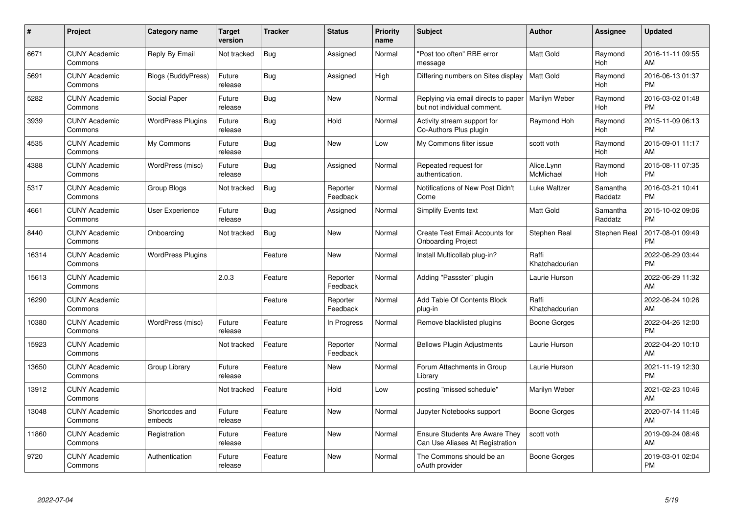| # | Project | Category name | Target version | Tracker | Status | Priority name | Subject | Author | Assignee | Updated |
|---|---|---|---|---|---|---|---|---|---|---|
| 6671 | CUNY Academic Commons | Reply By Email | Not tracked | Bug | Assigned | Normal | "Post too often" RBE error message | Matt Gold | Raymond Hoh | 2016-11-11 09:55 AM |
| 5691 | CUNY Academic Commons | Blogs (BuddyPress) | Future release | Bug | Assigned | High | Differing numbers on Sites display | Matt Gold | Raymond Hoh | 2016-06-13 01:37 PM |
| 5282 | CUNY Academic Commons | Social Paper | Future release | Bug | New | Normal | Replying via email directs to paper but not individual comment. | Marilyn Weber | Raymond Hoh | 2016-03-02 01:48 PM |
| 3939 | CUNY Academic Commons | WordPress Plugins | Future release | Bug | Hold | Normal | Activity stream support for Co-Authors Plus plugin | Raymond Hoh | Raymond Hoh | 2015-11-09 06:13 PM |
| 4535 | CUNY Academic Commons | My Commons | Future release | Bug | New | Low | My Commons filter issue | scott voth | Raymond Hoh | 2015-09-01 11:17 AM |
| 4388 | CUNY Academic Commons | WordPress (misc) | Future release | Bug | Assigned | Normal | Repeated request for authentication. | Alice.Lynn McMichael | Raymond Hoh | 2015-08-11 07:35 PM |
| 5317 | CUNY Academic Commons | Group Blogs | Not tracked | Bug | Reporter Feedback | Normal | Notifications of New Post Didn't Come | Luke Waltzer | Samantha Raddatz | 2016-03-21 10:41 PM |
| 4661 | CUNY Academic Commons | User Experience | Future release | Bug | Assigned | Normal | Simplify Events text | Matt Gold | Samantha Raddatz | 2015-10-02 09:06 PM |
| 8440 | CUNY Academic Commons | Onboarding | Not tracked | Bug | New | Normal | Create Test Email Accounts for Onboarding Project | Stephen Real | Stephen Real | 2017-08-01 09:49 PM |
| 16314 | CUNY Academic Commons | WordPress Plugins | | Feature | New | Normal | Install Multicollab plug-in? | Raffi Khatchadourian | | 2022-06-29 03:44 PM |
| 15613 | CUNY Academic Commons | | 2.0.3 | Feature | Reporter Feedback | Normal | Adding "Passster" plugin | Laurie Hurson | | 2022-06-29 11:32 AM |
| 16290 | CUNY Academic Commons | | | Feature | Reporter Feedback | Normal | Add Table Of Contents Block plug-in | Raffi Khatchadourian | | 2022-06-24 10:26 AM |
| 10380 | CUNY Academic Commons | WordPress (misc) | Future release | Feature | In Progress | Normal | Remove blacklisted plugins | Boone Gorges | | 2022-04-26 12:00 PM |
| 15923 | CUNY Academic Commons | | Not tracked | Feature | Reporter Feedback | Normal | Bellows Plugin Adjustments | Laurie Hurson | | 2022-04-20 10:10 AM |
| 13650 | CUNY Academic Commons | Group Library | Future release | Feature | New | Normal | Forum Attachments in Group Library | Laurie Hurson | | 2021-11-19 12:30 PM |
| 13912 | CUNY Academic Commons | | Not tracked | Feature | Hold | Low | posting "missed schedule" | Marilyn Weber | | 2021-02-23 10:46 AM |
| 13048 | CUNY Academic Commons | Shortcodes and embeds | Future release | Feature | New | Normal | Jupyter Notebooks support | Boone Gorges | | 2020-07-14 11:46 AM |
| 11860 | CUNY Academic Commons | Registration | Future release | Feature | New | Normal | Ensure Students Are Aware They Can Use Aliases At Registration | scott voth | | 2019-09-24 08:46 AM |
| 9720 | CUNY Academic Commons | Authentication | Future release | Feature | New | Normal | The Commons should be an oAuth provider | Boone Gorges | | 2019-03-01 02:04 PM |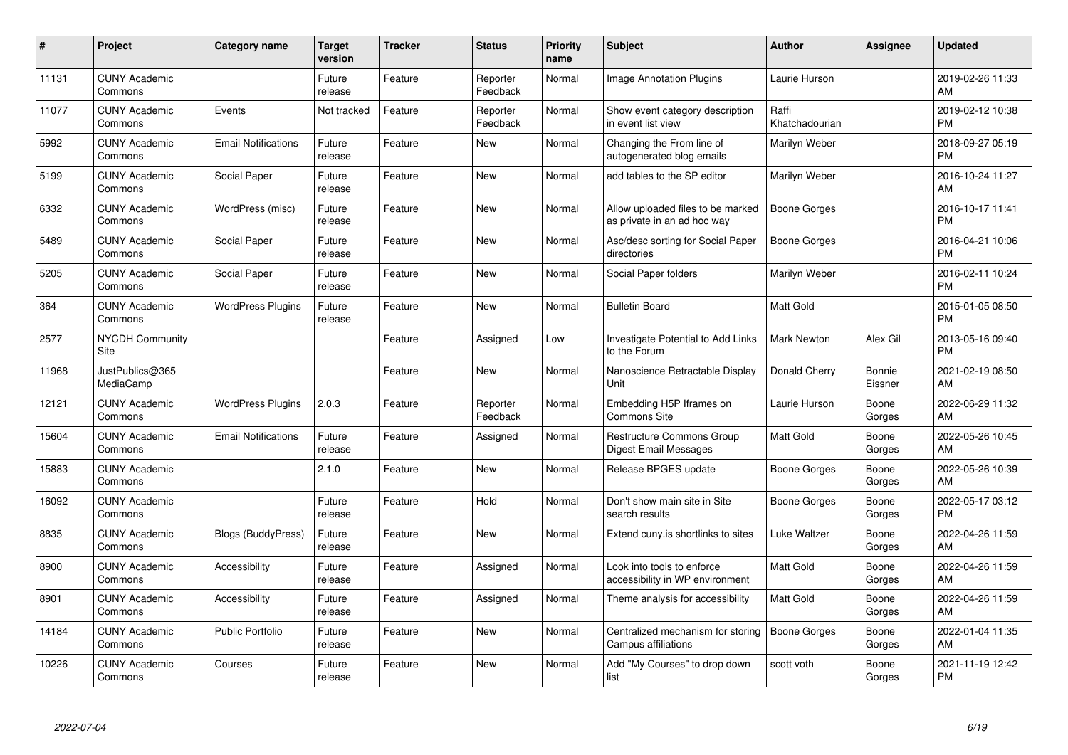| # | Project | Category name | Target version | Tracker | Status | Priority name | Subject | Author | Assignee | Updated |
|---|---|---|---|---|---|---|---|---|---|---|
| 11131 | CUNY Academic Commons | | Future release | Feature | Reporter Feedback | Normal | Image Annotation Plugins | Laurie Hurson | | 2019-02-26 11:33 AM |
| 11077 | CUNY Academic Commons | Events | Not tracked | Feature | Reporter Feedback | Normal | Show event category description in event list view | Raffi Khatchadourian | | 2019-02-12 10:38 PM |
| 5992 | CUNY Academic Commons | Email Notifications | Future release | Feature | New | Normal | Changing the From line of autogenerated blog emails | Marilyn Weber | | 2018-09-27 05:19 PM |
| 5199 | CUNY Academic Commons | Social Paper | Future release | Feature | New | Normal | add tables to the SP editor | Marilyn Weber | | 2016-10-24 11:27 AM |
| 6332 | CUNY Academic Commons | WordPress (misc) | Future release | Feature | New | Normal | Allow uploaded files to be marked as private in an ad hoc way | Boone Gorges | | 2016-10-17 11:41 PM |
| 5489 | CUNY Academic Commons | Social Paper | Future release | Feature | New | Normal | Asc/desc sorting for Social Paper directories | Boone Gorges | | 2016-04-21 10:06 PM |
| 5205 | CUNY Academic Commons | Social Paper | Future release | Feature | New | Normal | Social Paper folders | Marilyn Weber | | 2016-02-11 10:24 PM |
| 364 | CUNY Academic Commons | WordPress Plugins | Future release | Feature | New | Normal | Bulletin Board | Matt Gold | | 2015-01-05 08:50 PM |
| 2577 | NYCDH Community Site | | | Feature | Assigned | Low | Investigate Potential to Add Links to the Forum | Mark Newton | Alex Gil | 2013-05-16 09:40 PM |
| 11968 | JustPublics@365 MediaCamp | | | Feature | New | Normal | Nanoscience Retractable Display Unit | Donald Cherry | Bonnie Eissner | 2021-02-19 08:50 AM |
| 12121 | CUNY Academic Commons | WordPress Plugins | 2.0.3 | Feature | Reporter Feedback | Normal | Embedding H5P Iframes on Commons Site | Laurie Hurson | Boone Gorges | 2022-06-29 11:32 AM |
| 15604 | CUNY Academic Commons | Email Notifications | Future release | Feature | Assigned | Normal | Restructure Commons Group Digest Email Messages | Matt Gold | Boone Gorges | 2022-05-26 10:45 AM |
| 15883 | CUNY Academic Commons | | 2.1.0 | Feature | New | Normal | Release BPGES update | Boone Gorges | Boone Gorges | 2022-05-26 10:39 AM |
| 16092 | CUNY Academic Commons | | Future release | Feature | Hold | Normal | Don't show main site in Site search results | Boone Gorges | Boone Gorges | 2022-05-17 03:12 PM |
| 8835 | CUNY Academic Commons | Blogs (BuddyPress) | Future release | Feature | New | Normal | Extend cuny.is shortlinks to sites | Luke Waltzer | Boone Gorges | 2022-04-26 11:59 AM |
| 8900 | CUNY Academic Commons | Accessibility | Future release | Feature | Assigned | Normal | Look into tools to enforce accessibility in WP environment | Matt Gold | Boone Gorges | 2022-04-26 11:59 AM |
| 8901 | CUNY Academic Commons | Accessibility | Future release | Feature | Assigned | Normal | Theme analysis for accessibility | Matt Gold | Boone Gorges | 2022-04-26 11:59 AM |
| 14184 | CUNY Academic Commons | Public Portfolio | Future release | Feature | New | Normal | Centralized mechanism for storing Campus affiliations | Boone Gorges | Boone Gorges | 2022-01-04 11:35 AM |
| 10226 | CUNY Academic Commons | Courses | Future release | Feature | New | Normal | Add "My Courses" to drop down list | scott voth | Boone Gorges | 2021-11-19 12:42 PM |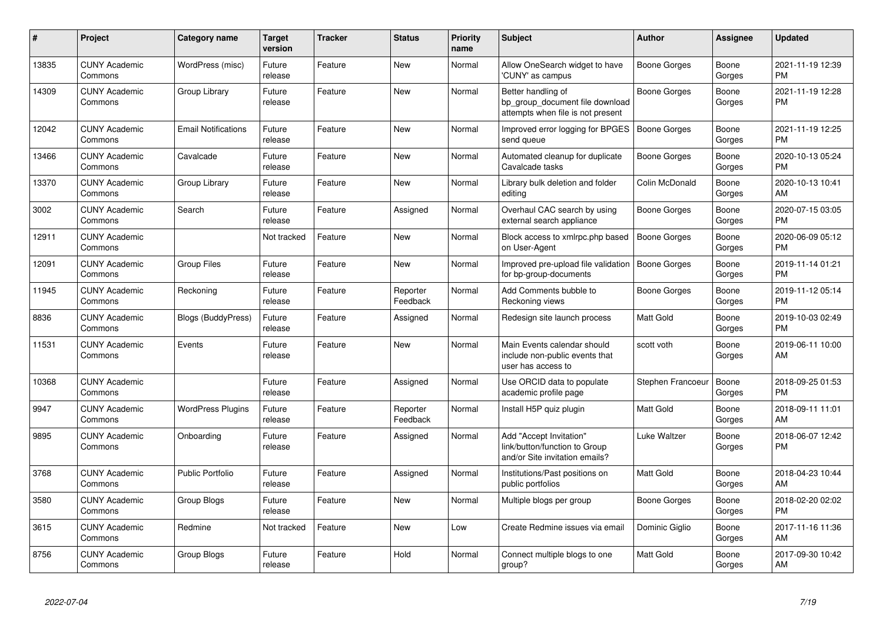| # | Project | Category name | Target version | Tracker | Status | Priority name | Subject | Author | Assignee | Updated |
|---|---|---|---|---|---|---|---|---|---|---|
| 13835 | CUNY Academic Commons | WordPress (misc) | Future release | Feature | New | Normal | Allow OneSearch widget to have 'CUNY' as campus | Boone Gorges | Boone Gorges | 2021-11-19 12:39 PM |
| 14309 | CUNY Academic Commons | Group Library | Future release | Feature | New | Normal | Better handling of bp_group_document file download attempts when file is not present | Boone Gorges | Boone Gorges | 2021-11-19 12:28 PM |
| 12042 | CUNY Academic Commons | Email Notifications | Future release | Feature | New | Normal | Improved error logging for BPGES send queue | Boone Gorges | Boone Gorges | 2021-11-19 12:25 PM |
| 13466 | CUNY Academic Commons | Cavalcade | Future release | Feature | New | Normal | Automated cleanup for duplicate Cavalcade tasks | Boone Gorges | Boone Gorges | 2020-10-13 05:24 PM |
| 13370 | CUNY Academic Commons | Group Library | Future release | Feature | New | Normal | Library bulk deletion and folder editing | Colin McDonald | Boone Gorges | 2020-10-13 10:41 AM |
| 3002 | CUNY Academic Commons | Search | Future release | Feature | Assigned | Normal | Overhaul CAC search by using external search appliance | Boone Gorges | Boone Gorges | 2020-07-15 03:05 PM |
| 12911 | CUNY Academic Commons | | Not tracked | Feature | New | Normal | Block access to xmlrpc.php based on User-Agent | Boone Gorges | Boone Gorges | 2020-06-09 05:12 PM |
| 12091 | CUNY Academic Commons | Group Files | Future release | Feature | New | Normal | Improved pre-upload file validation for bp-group-documents | Boone Gorges | Boone Gorges | 2019-11-14 01:21 PM |
| 11945 | CUNY Academic Commons | Reckoning | Future release | Feature | Reporter Feedback | Normal | Add Comments bubble to Reckoning views | Boone Gorges | Boone Gorges | 2019-11-12 05:14 PM |
| 8836 | CUNY Academic Commons | Blogs (BuddyPress) | Future release | Feature | Assigned | Normal | Redesign site launch process | Matt Gold | Boone Gorges | 2019-10-03 02:49 PM |
| 11531 | CUNY Academic Commons | Events | Future release | Feature | New | Normal | Main Events calendar should include non-public events that user has access to | scott voth | Boone Gorges | 2019-06-11 10:00 AM |
| 10368 | CUNY Academic Commons | | Future release | Feature | Assigned | Normal | Use ORCID data to populate academic profile page | Stephen Francoeur | Boone Gorges | 2018-09-25 01:53 PM |
| 9947 | CUNY Academic Commons | WordPress Plugins | Future release | Feature | Reporter Feedback | Normal | Install H5P quiz plugin | Matt Gold | Boone Gorges | 2018-09-11 11:01 AM |
| 9895 | CUNY Academic Commons | Onboarding | Future release | Feature | Assigned | Normal | Add "Accept Invitation" link/button/function to Group and/or Site invitation emails? | Luke Waltzer | Boone Gorges | 2018-06-07 12:42 PM |
| 3768 | CUNY Academic Commons | Public Portfolio | Future release | Feature | Assigned | Normal | Institutions/Past positions on public portfolios | Matt Gold | Boone Gorges | 2018-04-23 10:44 AM |
| 3580 | CUNY Academic Commons | Group Blogs | Future release | Feature | New | Normal | Multiple blogs per group | Boone Gorges | Boone Gorges | 2018-02-20 02:02 PM |
| 3615 | CUNY Academic Commons | Redmine | Not tracked | Feature | New | Low | Create Redmine issues via email | Dominic Giglio | Boone Gorges | 2017-11-16 11:36 AM |
| 8756 | CUNY Academic Commons | Group Blogs | Future release | Feature | Hold | Normal | Connect multiple blogs to one group? | Matt Gold | Boone Gorges | 2017-09-30 10:42 AM |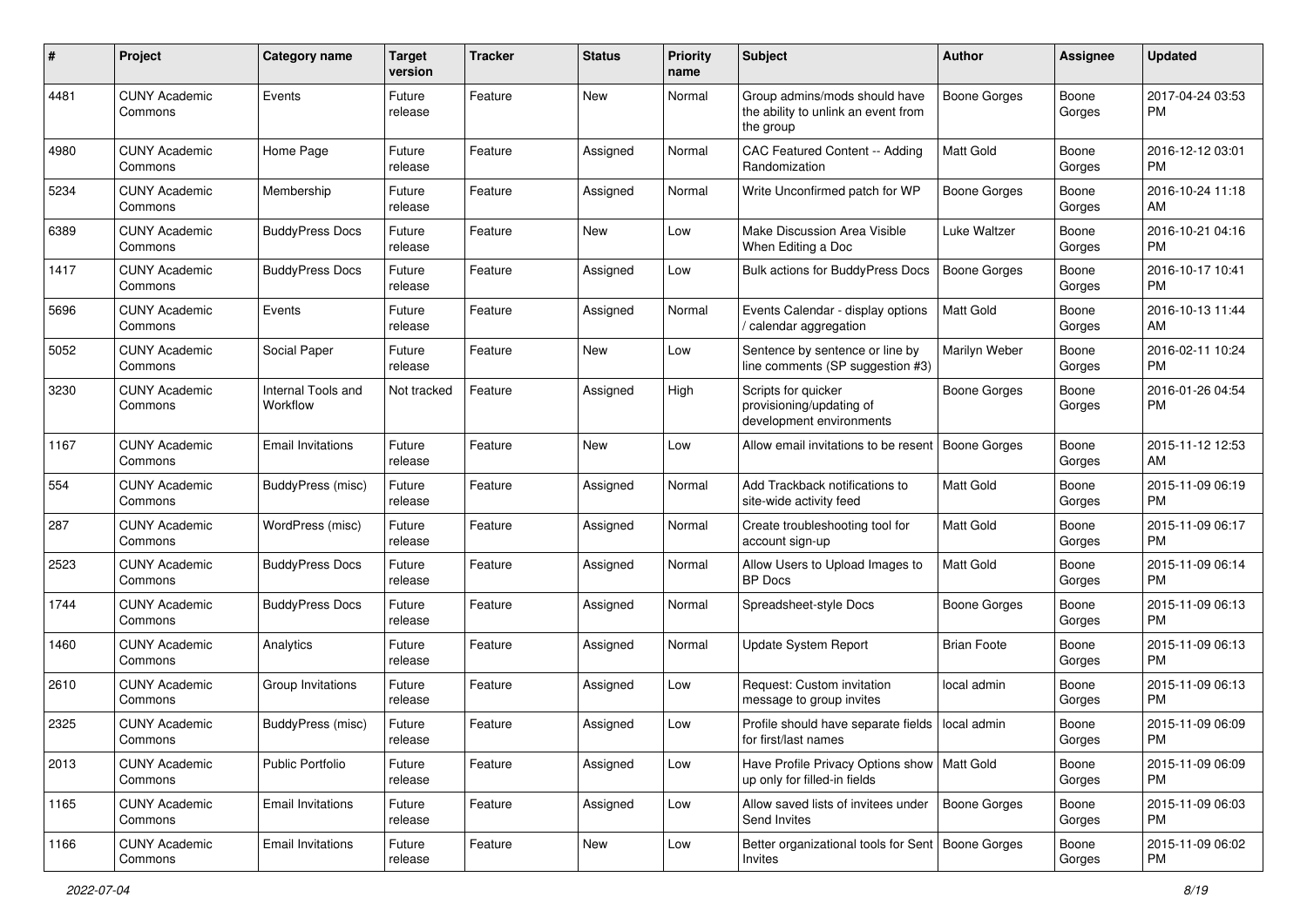| # | Project | Category name | Target version | Tracker | Status | Priority name | Subject | Author | Assignee | Updated |
|---|---|---|---|---|---|---|---|---|---|---|
| 4481 | CUNY Academic Commons | Events | Future release | Feature | New | Normal | Group admins/mods should have the ability to unlink an event from the group | Boone Gorges | Boone Gorges | 2017-04-24 03:53 PM |
| 4980 | CUNY Academic Commons | Home Page | Future release | Feature | Assigned | Normal | CAC Featured Content -- Adding Randomization | Matt Gold | Boone Gorges | 2016-12-12 03:01 PM |
| 5234 | CUNY Academic Commons | Membership | Future release | Feature | Assigned | Normal | Write Unconfirmed patch for WP | Boone Gorges | Boone Gorges | 2016-10-24 11:18 AM |
| 6389 | CUNY Academic Commons | BuddyPress Docs | Future release | Feature | New | Low | Make Discussion Area Visible When Editing a Doc | Luke Waltzer | Boone Gorges | 2016-10-21 04:16 PM |
| 1417 | CUNY Academic Commons | BuddyPress Docs | Future release | Feature | Assigned | Low | Bulk actions for BuddyPress Docs | Boone Gorges | Boone Gorges | 2016-10-17 10:41 PM |
| 5696 | CUNY Academic Commons | Events | Future release | Feature | Assigned | Normal | Events Calendar - display options / calendar aggregation | Matt Gold | Boone Gorges | 2016-10-13 11:44 AM |
| 5052 | CUNY Academic Commons | Social Paper | Future release | Feature | New | Low | Sentence by sentence or line by line comments (SP suggestion #3) | Marilyn Weber | Boone Gorges | 2016-02-11 10:24 PM |
| 3230 | CUNY Academic Commons | Internal Tools and Workflow | Not tracked | Feature | Assigned | High | Scripts for quicker provisioning/updating of development environments | Boone Gorges | Boone Gorges | 2016-01-26 04:54 PM |
| 1167 | CUNY Academic Commons | Email Invitations | Future release | Feature | New | Low | Allow email invitations to be resent | Boone Gorges | Boone Gorges | 2015-11-12 12:53 AM |
| 554 | CUNY Academic Commons | BuddyPress (misc) | Future release | Feature | Assigned | Normal | Add Trackback notifications to site-wide activity feed | Matt Gold | Boone Gorges | 2015-11-09 06:19 PM |
| 287 | CUNY Academic Commons | WordPress (misc) | Future release | Feature | Assigned | Normal | Create troubleshooting tool for account sign-up | Matt Gold | Boone Gorges | 2015-11-09 06:17 PM |
| 2523 | CUNY Academic Commons | BuddyPress Docs | Future release | Feature | Assigned | Normal | Allow Users to Upload Images to BP Docs | Matt Gold | Boone Gorges | 2015-11-09 06:14 PM |
| 1744 | CUNY Academic Commons | BuddyPress Docs | Future release | Feature | Assigned | Normal | Spreadsheet-style Docs | Boone Gorges | Boone Gorges | 2015-11-09 06:13 PM |
| 1460 | CUNY Academic Commons | Analytics | Future release | Feature | Assigned | Normal | Update System Report | Brian Foote | Boone Gorges | 2015-11-09 06:13 PM |
| 2610 | CUNY Academic Commons | Group Invitations | Future release | Feature | Assigned | Low | Request: Custom invitation message to group invites | local admin | Boone Gorges | 2015-11-09 06:13 PM |
| 2325 | CUNY Academic Commons | BuddyPress (misc) | Future release | Feature | Assigned | Low | Profile should have separate fields for first/last names | local admin | Boone Gorges | 2015-11-09 06:09 PM |
| 2013 | CUNY Academic Commons | Public Portfolio | Future release | Feature | Assigned | Low | Have Profile Privacy Options show up only for filled-in fields | Matt Gold | Boone Gorges | 2015-11-09 06:09 PM |
| 1165 | CUNY Academic Commons | Email Invitations | Future release | Feature | Assigned | Low | Allow saved lists of invitees under Send Invites | Boone Gorges | Boone Gorges | 2015-11-09 06:03 PM |
| 1166 | CUNY Academic Commons | Email Invitations | Future release | Feature | New | Low | Better organizational tools for Sent Invites | Boone Gorges | Boone Gorges | 2015-11-09 06:02 PM |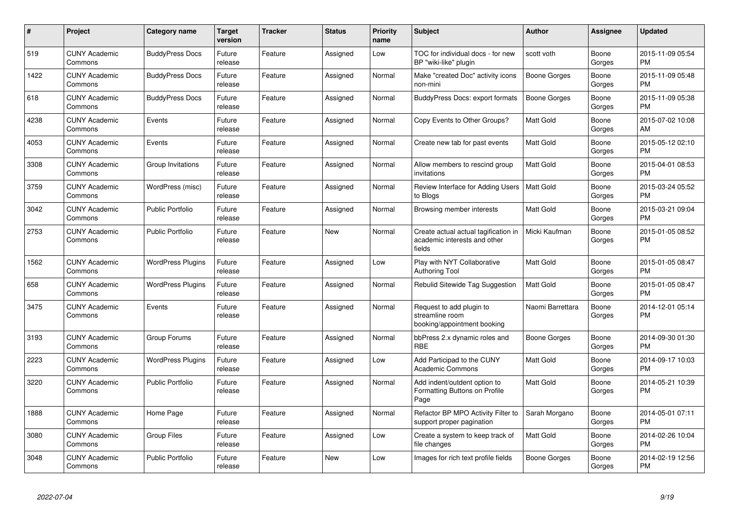| # | Project | Category name | Target version | Tracker | Status | Priority name | Subject | Author | Assignee | Updated |
|---|---|---|---|---|---|---|---|---|---|---|
| 519 | CUNY Academic Commons | BuddyPress Docs | Future release | Feature | Assigned | Low | TOC for individual docs - for new BP "wiki-like" plugin | scott voth | Boone Gorges | 2015-11-09 05:54 PM |
| 1422 | CUNY Academic Commons | BuddyPress Docs | Future release | Feature | Assigned | Normal | Make "created Doc" activity icons non-mini | Boone Gorges | Boone Gorges | 2015-11-09 05:48 PM |
| 618 | CUNY Academic Commons | BuddyPress Docs | Future release | Feature | Assigned | Normal | BuddyPress Docs: export formats | Boone Gorges | Boone Gorges | 2015-11-09 05:38 PM |
| 4238 | CUNY Academic Commons | Events | Future release | Feature | Assigned | Normal | Copy Events to Other Groups? | Matt Gold | Boone Gorges | 2015-07-02 10:08 AM |
| 4053 | CUNY Academic Commons | Events | Future release | Feature | Assigned | Normal | Create new tab for past events | Matt Gold | Boone Gorges | 2015-05-12 02:10 PM |
| 3308 | CUNY Academic Commons | Group Invitations | Future release | Feature | Assigned | Normal | Allow members to rescind group invitations | Matt Gold | Boone Gorges | 2015-04-01 08:53 PM |
| 3759 | CUNY Academic Commons | WordPress (misc) | Future release | Feature | Assigned | Normal | Review Interface for Adding Users to Blogs | Matt Gold | Boone Gorges | 2015-03-24 05:52 PM |
| 3042 | CUNY Academic Commons | Public Portfolio | Future release | Feature | Assigned | Normal | Browsing member interests | Matt Gold | Boone Gorges | 2015-03-21 09:04 PM |
| 2753 | CUNY Academic Commons | Public Portfolio | Future release | Feature | New | Normal | Create actual actual tagification in academic interests and other fields | Micki Kaufman | Boone Gorges | 2015-01-05 08:52 PM |
| 1562 | CUNY Academic Commons | WordPress Plugins | Future release | Feature | Assigned | Low | Play with NYT Collaborative Authoring Tool | Matt Gold | Boone Gorges | 2015-01-05 08:47 PM |
| 658 | CUNY Academic Commons | WordPress Plugins | Future release | Feature | Assigned | Normal | Rebulid Sitewide Tag Suggestion | Matt Gold | Boone Gorges | 2015-01-05 08:47 PM |
| 3475 | CUNY Academic Commons | Events | Future release | Feature | Assigned | Normal | Request to add plugin to streamline room booking/appointment booking | Naomi Barrettara | Boone Gorges | 2014-12-01 05:14 PM |
| 3193 | CUNY Academic Commons | Group Forums | Future release | Feature | Assigned | Normal | bbPress 2.x dynamic roles and RBE | Boone Gorges | Boone Gorges | 2014-09-30 01:30 PM |
| 2223 | CUNY Academic Commons | WordPress Plugins | Future release | Feature | Assigned | Low | Add Participad to the CUNY Academic Commons | Matt Gold | Boone Gorges | 2014-09-17 10:03 PM |
| 3220 | CUNY Academic Commons | Public Portfolio | Future release | Feature | Assigned | Normal | Add indent/outdent option to Formatting Buttons on Profile Page | Matt Gold | Boone Gorges | 2014-05-21 10:39 PM |
| 1888 | CUNY Academic Commons | Home Page | Future release | Feature | Assigned | Normal | Refactor BP MPO Activity Filter to support proper pagination | Sarah Morgano | Boone Gorges | 2014-05-01 07:11 PM |
| 3080 | CUNY Academic Commons | Group Files | Future release | Feature | Assigned | Low | Create a system to keep track of file changes | Matt Gold | Boone Gorges | 2014-02-26 10:04 PM |
| 3048 | CUNY Academic Commons | Public Portfolio | Future release | Feature | New | Low | Images for rich text profile fields | Boone Gorges | Boone Gorges | 2014-02-19 12:56 PM |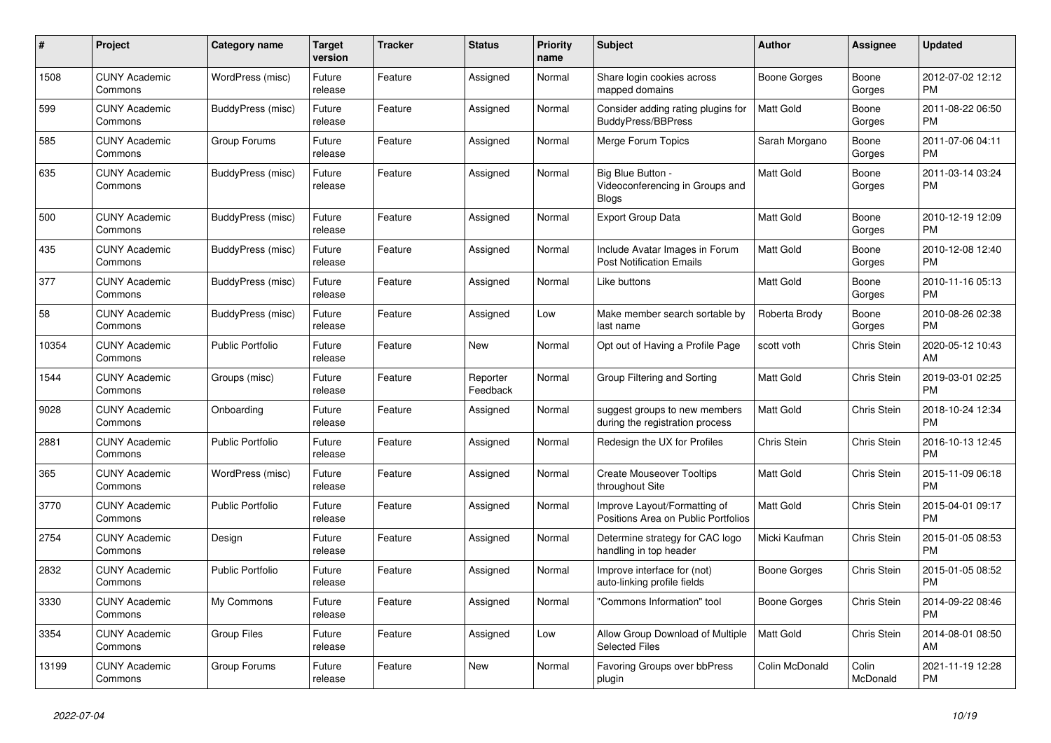| # | Project | Category name | Target version | Tracker | Status | Priority name | Subject | Author | Assignee | Updated |
|---|---|---|---|---|---|---|---|---|---|---|
| 1508 | CUNY Academic Commons | WordPress (misc) | Future release | Feature | Assigned | Normal | Share login cookies across mapped domains | Boone Gorges | Boone Gorges | 2012-07-02 12:12 PM |
| 599 | CUNY Academic Commons | BuddyPress (misc) | Future release | Feature | Assigned | Normal | Consider adding rating plugins for BuddyPress/BBPress | Matt Gold | Boone Gorges | 2011-08-22 06:50 PM |
| 585 | CUNY Academic Commons | Group Forums | Future release | Feature | Assigned | Normal | Merge Forum Topics | Sarah Morgano | Boone Gorges | 2011-07-06 04:11 PM |
| 635 | CUNY Academic Commons | BuddyPress (misc) | Future release | Feature | Assigned | Normal | Big Blue Button - Videoconferencing in Groups and Blogs | Matt Gold | Boone Gorges | 2011-03-14 03:24 PM |
| 500 | CUNY Academic Commons | BuddyPress (misc) | Future release | Feature | Assigned | Normal | Export Group Data | Matt Gold | Boone Gorges | 2010-12-19 12:09 PM |
| 435 | CUNY Academic Commons | BuddyPress (misc) | Future release | Feature | Assigned | Normal | Include Avatar Images in Forum Post Notification Emails | Matt Gold | Boone Gorges | 2010-12-08 12:40 PM |
| 377 | CUNY Academic Commons | BuddyPress (misc) | Future release | Feature | Assigned | Normal | Like buttons | Matt Gold | Boone Gorges | 2010-11-16 05:13 PM |
| 58 | CUNY Academic Commons | BuddyPress (misc) | Future release | Feature | Assigned | Low | Make member search sortable by last name | Roberta Brody | Boone Gorges | 2010-08-26 02:38 PM |
| 10354 | CUNY Academic Commons | Public Portfolio | Future release | Feature | New | Normal | Opt out of Having a Profile Page | scott voth | Chris Stein | 2020-05-12 10:43 AM |
| 1544 | CUNY Academic Commons | Groups (misc) | Future release | Feature | Reporter Feedback | Normal | Group Filtering and Sorting | Matt Gold | Chris Stein | 2019-03-01 02:25 PM |
| 9028 | CUNY Academic Commons | Onboarding | Future release | Feature | Assigned | Normal | suggest groups to new members during the registration process | Matt Gold | Chris Stein | 2018-10-24 12:34 PM |
| 2881 | CUNY Academic Commons | Public Portfolio | Future release | Feature | Assigned | Normal | Redesign the UX for Profiles | Chris Stein | Chris Stein | 2016-10-13 12:45 PM |
| 365 | CUNY Academic Commons | WordPress (misc) | Future release | Feature | Assigned | Normal | Create Mouseover Tooltips throughout Site | Matt Gold | Chris Stein | 2015-11-09 06:18 PM |
| 3770 | CUNY Academic Commons | Public Portfolio | Future release | Feature | Assigned | Normal | Improve Layout/Formatting of Positions Area on Public Portfolios | Matt Gold | Chris Stein | 2015-04-01 09:17 PM |
| 2754 | CUNY Academic Commons | Design | Future release | Feature | Assigned | Normal | Determine strategy for CAC logo handling in top header | Micki Kaufman | Chris Stein | 2015-01-05 08:53 PM |
| 2832 | CUNY Academic Commons | Public Portfolio | Future release | Feature | Assigned | Normal | Improve interface for (not) auto-linking profile fields | Boone Gorges | Chris Stein | 2015-01-05 08:52 PM |
| 3330 | CUNY Academic Commons | My Commons | Future release | Feature | Assigned | Normal | "Commons Information" tool | Boone Gorges | Chris Stein | 2014-09-22 08:46 PM |
| 3354 | CUNY Academic Commons | Group Files | Future release | Feature | Assigned | Low | Allow Group Download of Multiple Selected Files | Matt Gold | Chris Stein | 2014-08-01 08:50 AM |
| 13199 | CUNY Academic Commons | Group Forums | Future release | Feature | New | Normal | Favoring Groups over bbPress plugin | Colin McDonald | Colin McDonald | 2021-11-19 12:28 PM |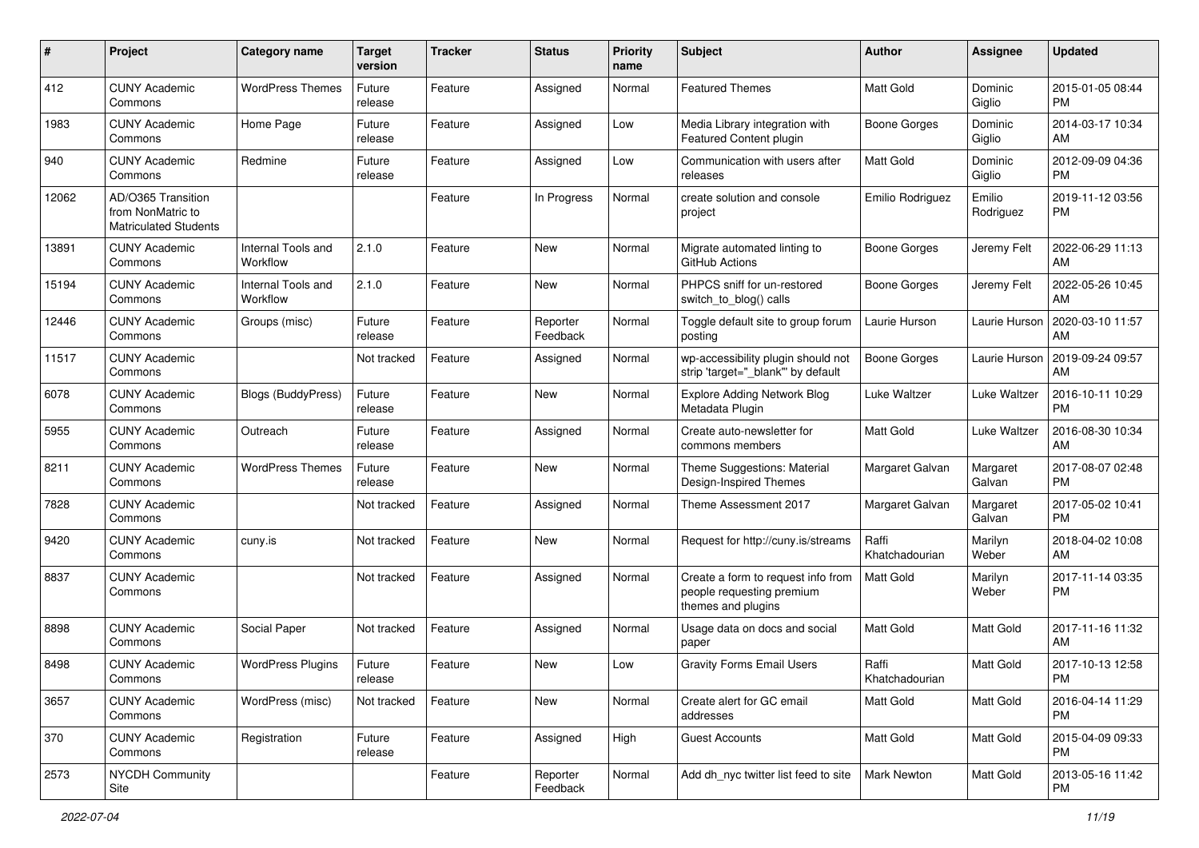| # | Project | Category name | Target version | Tracker | Status | Priority name | Subject | Author | Assignee | Updated |
|---|---|---|---|---|---|---|---|---|---|---|
| 412 | CUNY Academic Commons | WordPress Themes | Future release | Feature | Assigned | Normal | Featured Themes | Matt Gold | Dominic Giglio | 2015-01-05 08:44 PM |
| 1983 | CUNY Academic Commons | Home Page | Future release | Feature | Assigned | Low | Media Library integration with Featured Content plugin | Boone Gorges | Dominic Giglio | 2014-03-17 10:34 AM |
| 940 | CUNY Academic Commons | Redmine | Future release | Feature | Assigned | Low | Communication with users after releases | Matt Gold | Dominic Giglio | 2012-09-09 04:36 PM |
| 12062 | AD/O365 Transition from NonMatric to Matriculated Students | | | Feature | In Progress | Normal | create solution and console project | Emilio Rodriguez | Emilio Rodriguez | 2019-11-12 03:56 PM |
| 13891 | CUNY Academic Commons | Internal Tools and Workflow | 2.1.0 | Feature | New | Normal | Migrate automated linting to GitHub Actions | Boone Gorges | Jeremy Felt | 2022-06-29 11:13 AM |
| 15194 | CUNY Academic Commons | Internal Tools and Workflow | 2.1.0 | Feature | New | Normal | PHPCS sniff for un-restored switch_to_blog() calls | Boone Gorges | Jeremy Felt | 2022-05-26 10:45 AM |
| 12446 | CUNY Academic Commons | Groups (misc) | Future release | Feature | Reporter Feedback | Normal | Toggle default site to group forum posting | Laurie Hurson | Laurie Hurson | 2020-03-10 11:57 AM |
| 11517 | CUNY Academic Commons | | Not tracked | Feature | Assigned | Normal | wp-accessibility plugin should not strip 'target="_blank"' by default | Boone Gorges | Laurie Hurson | 2019-09-24 09:57 AM |
| 6078 | CUNY Academic Commons | Blogs (BuddyPress) | Future release | Feature | New | Normal | Explore Adding Network Blog Metadata Plugin | Luke Waltzer | Luke Waltzer | 2016-10-11 10:29 PM |
| 5955 | CUNY Academic Commons | Outreach | Future release | Feature | Assigned | Normal | Create auto-newsletter for commons members | Matt Gold | Luke Waltzer | 2016-08-30 10:34 AM |
| 8211 | CUNY Academic Commons | WordPress Themes | Future release | Feature | New | Normal | Theme Suggestions: Material Design-Inspired Themes | Margaret Galvan | Margaret Galvan | 2017-08-07 02:48 PM |
| 7828 | CUNY Academic Commons | | Not tracked | Feature | Assigned | Normal | Theme Assessment 2017 | Margaret Galvan | Margaret Galvan | 2017-05-02 10:41 PM |
| 9420 | CUNY Academic Commons | cuny.is | Not tracked | Feature | New | Normal | Request for http://cuny.is/streams | Raffi Khatchadourian | Marilyn Weber | 2018-04-02 10:08 AM |
| 8837 | CUNY Academic Commons | | Not tracked | Feature | Assigned | Normal | Create a form to request info from people requesting premium themes and plugins | Matt Gold | Marilyn Weber | 2017-11-14 03:35 PM |
| 8898 | CUNY Academic Commons | Social Paper | Not tracked | Feature | Assigned | Normal | Usage data on docs and social paper | Matt Gold | Matt Gold | 2017-11-16 11:32 AM |
| 8498 | CUNY Academic Commons | WordPress Plugins | Future release | Feature | New | Low | Gravity Forms Email Users | Raffi Khatchadourian | Matt Gold | 2017-10-13 12:58 PM |
| 3657 | CUNY Academic Commons | WordPress (misc) | Not tracked | Feature | New | Normal | Create alert for GC email addresses | Matt Gold | Matt Gold | 2016-04-14 11:29 PM |
| 370 | CUNY Academic Commons | Registration | Future release | Feature | Assigned | High | Guest Accounts | Matt Gold | Matt Gold | 2015-04-09 09:33 PM |
| 2573 | NYCDH Community Site | | | Feature | Reporter Feedback | Normal | Add dh_nyc twitter list feed to site | Mark Newton | Matt Gold | 2013-05-16 11:42 PM |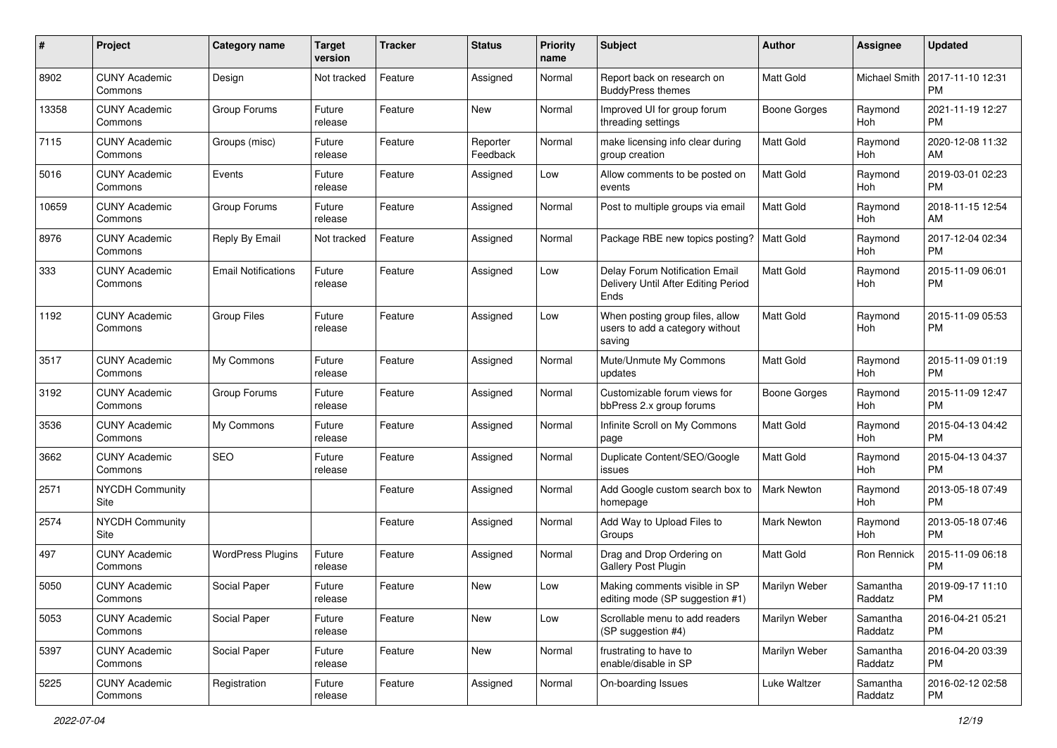| # | Project | Category name | Target version | Tracker | Status | Priority name | Subject | Author | Assignee | Updated |
|---|---|---|---|---|---|---|---|---|---|---|
| 8902 | CUNY Academic Commons | Design | Not tracked | Feature | Assigned | Normal | Report back on research on BuddyPress themes | Matt Gold | Michael Smith | 2017-11-10 12:31 PM |
| 13358 | CUNY Academic Commons | Group Forums | Future release | Feature | New | Normal | Improved UI for group forum threading settings | Boone Gorges | Raymond Hoh | 2021-11-19 12:27 PM |
| 7115 | CUNY Academic Commons | Groups (misc) | Future release | Feature | Reporter Feedback | Normal | make licensing info clear during group creation | Matt Gold | Raymond Hoh | 2020-12-08 11:32 AM |
| 5016 | CUNY Academic Commons | Events | Future release | Feature | Assigned | Low | Allow comments to be posted on events | Matt Gold | Raymond Hoh | 2019-03-01 02:23 PM |
| 10659 | CUNY Academic Commons | Group Forums | Future release | Feature | Assigned | Normal | Post to multiple groups via email | Matt Gold | Raymond Hoh | 2018-11-15 12:54 AM |
| 8976 | CUNY Academic Commons | Reply By Email | Not tracked | Feature | Assigned | Normal | Package RBE new topics posting? | Matt Gold | Raymond Hoh | 2017-12-04 02:34 PM |
| 333 | CUNY Academic Commons | Email Notifications | Future release | Feature | Assigned | Low | Delay Forum Notification Email Delivery Until After Editing Period Ends | Matt Gold | Raymond Hoh | 2015-11-09 06:01 PM |
| 1192 | CUNY Academic Commons | Group Files | Future release | Feature | Assigned | Low | When posting group files, allow users to add a category without saving | Matt Gold | Raymond Hoh | 2015-11-09 05:53 PM |
| 3517 | CUNY Academic Commons | My Commons | Future release | Feature | Assigned | Normal | Mute/Unmute My Commons updates | Matt Gold | Raymond Hoh | 2015-11-09 01:19 PM |
| 3192 | CUNY Academic Commons | Group Forums | Future release | Feature | Assigned | Normal | Customizable forum views for bbPress 2.x group forums | Boone Gorges | Raymond Hoh | 2015-11-09 12:47 PM |
| 3536 | CUNY Academic Commons | My Commons | Future release | Feature | Assigned | Normal | Infinite Scroll on My Commons page | Matt Gold | Raymond Hoh | 2015-04-13 04:42 PM |
| 3662 | CUNY Academic Commons | SEO | Future release | Feature | Assigned | Normal | Duplicate Content/SEO/Google issues | Matt Gold | Raymond Hoh | 2015-04-13 04:37 PM |
| 2571 | NYCDH Community Site | | | Feature | Assigned | Normal | Add Google custom search box to homepage | Mark Newton | Raymond Hoh | 2013-05-18 07:49 PM |
| 2574 | NYCDH Community Site | | | Feature | Assigned | Normal | Add Way to Upload Files to Groups | Mark Newton | Raymond Hoh | 2013-05-18 07:46 PM |
| 497 | CUNY Academic Commons | WordPress Plugins | Future release | Feature | Assigned | Normal | Drag and Drop Ordering on Gallery Post Plugin | Matt Gold | Ron Rennick | 2015-11-09 06:18 PM |
| 5050 | CUNY Academic Commons | Social Paper | Future release | Feature | New | Low | Making comments visible in SP editing mode (SP suggestion #1) | Marilyn Weber | Samantha Raddatz | 2019-09-17 11:10 PM |
| 5053 | CUNY Academic Commons | Social Paper | Future release | Feature | New | Low | Scrollable menu to add readers (SP suggestion #4) | Marilyn Weber | Samantha Raddatz | 2016-04-21 05:21 PM |
| 5397 | CUNY Academic Commons | Social Paper | Future release | Feature | New | Normal | frustrating to have to enable/disable in SP | Marilyn Weber | Samantha Raddatz | 2016-04-20 03:39 PM |
| 5225 | CUNY Academic Commons | Registration | Future release | Feature | Assigned | Normal | On-boarding Issues | Luke Waltzer | Samantha Raddatz | 2016-02-12 02:58 PM |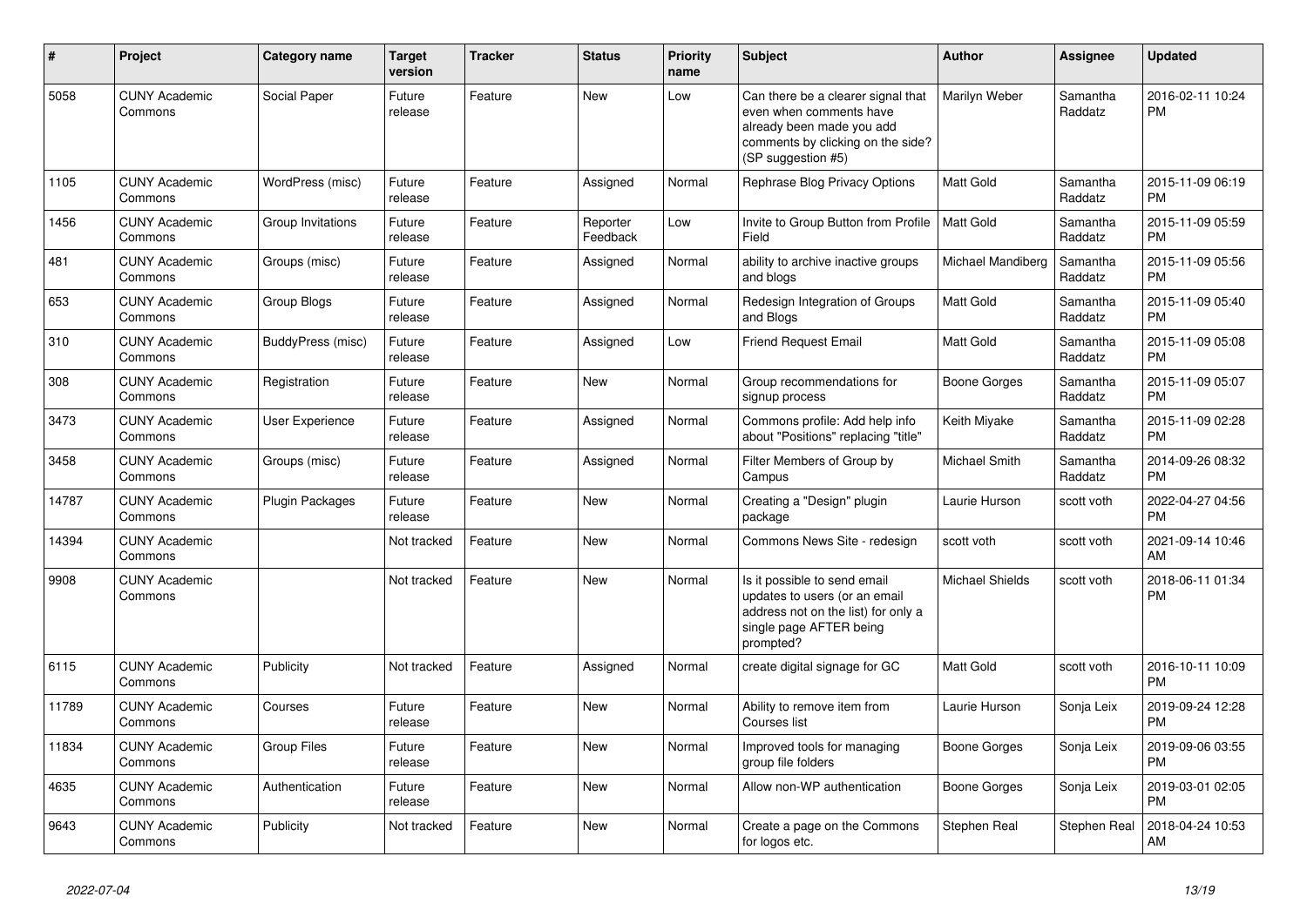| # | Project | Category name | Target version | Tracker | Status | Priority name | Subject | Author | Assignee | Updated |
|---|---|---|---|---|---|---|---|---|---|---|
| 5058 | CUNY Academic Commons | Social Paper | Future release | Feature | New | Low | Can there be a clearer signal that even when comments have already been made you add comments by clicking on the side? (SP suggestion #5) | Marilyn Weber | Samantha Raddatz | 2016-02-11 10:24 PM |
| 1105 | CUNY Academic Commons | WordPress (misc) | Future release | Feature | Assigned | Normal | Rephrase Blog Privacy Options | Matt Gold | Samantha Raddatz | 2015-11-09 06:19 PM |
| 1456 | CUNY Academic Commons | Group Invitations | Future release | Feature | Reporter Feedback | Low | Invite to Group Button from Profile Field | Matt Gold | Samantha Raddatz | 2015-11-09 05:59 PM |
| 481 | CUNY Academic Commons | Groups (misc) | Future release | Feature | Assigned | Normal | ability to archive inactive groups and blogs | Michael Mandiberg | Samantha Raddatz | 2015-11-09 05:56 PM |
| 653 | CUNY Academic Commons | Group Blogs | Future release | Feature | Assigned | Normal | Redesign Integration of Groups and Blogs | Matt Gold | Samantha Raddatz | 2015-11-09 05:40 PM |
| 310 | CUNY Academic Commons | BuddyPress (misc) | Future release | Feature | Assigned | Low | Friend Request Email | Matt Gold | Samantha Raddatz | 2015-11-09 05:08 PM |
| 308 | CUNY Academic Commons | Registration | Future release | Feature | New | Normal | Group recommendations for signup process | Boone Gorges | Samantha Raddatz | 2015-11-09 05:07 PM |
| 3473 | CUNY Academic Commons | User Experience | Future release | Feature | Assigned | Normal | Commons profile: Add help info about "Positions" replacing "title" | Keith Miyake | Samantha Raddatz | 2015-11-09 02:28 PM |
| 3458 | CUNY Academic Commons | Groups (misc) | Future release | Feature | Assigned | Normal | Filter Members of Group by Campus | Michael Smith | Samantha Raddatz | 2014-09-26 08:32 PM |
| 14787 | CUNY Academic Commons | Plugin Packages | Future release | Feature | New | Normal | Creating a "Design" plugin package | Laurie Hurson | scott voth | 2022-04-27 04:56 PM |
| 14394 | CUNY Academic Commons | | Not tracked | Feature | New | Normal | Commons News Site - redesign | scott voth | scott voth | 2021-09-14 10:46 AM |
| 9908 | CUNY Academic Commons | | Not tracked | Feature | New | Normal | Is it possible to send email updates to users (or an email address not on the list) for only a single page AFTER being prompted? | Michael Shields | scott voth | 2018-06-11 01:34 PM |
| 6115 | CUNY Academic Commons | Publicity | Not tracked | Feature | Assigned | Normal | create digital signage for GC | Matt Gold | scott voth | 2016-10-11 10:09 PM |
| 11789 | CUNY Academic Commons | Courses | Future release | Feature | New | Normal | Ability to remove item from Courses list | Laurie Hurson | Sonja Leix | 2019-09-24 12:28 PM |
| 11834 | CUNY Academic Commons | Group Files | Future release | Feature | New | Normal | Improved tools for managing group file folders | Boone Gorges | Sonja Leix | 2019-09-06 03:55 PM |
| 4635 | CUNY Academic Commons | Authentication | Future release | Feature | New | Normal | Allow non-WP authentication | Boone Gorges | Sonja Leix | 2019-03-01 02:05 PM |
| 9643 | CUNY Academic Commons | Publicity | Not tracked | Feature | New | Normal | Create a page on the Commons for logos etc. | Stephen Real | Stephen Real | 2018-04-24 10:53 AM |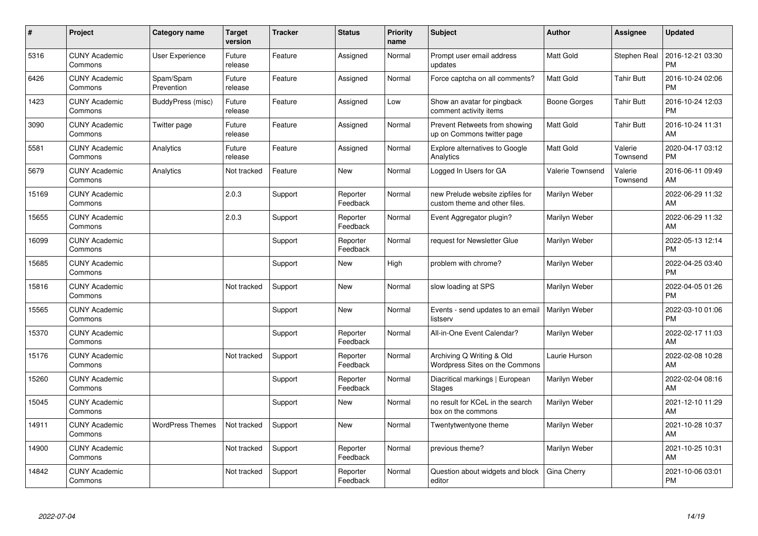| # | Project | Category name | Target version | Tracker | Status | Priority name | Subject | Author | Assignee | Updated |
|---|---|---|---|---|---|---|---|---|---|---|
| 5316 | CUNY Academic Commons | User Experience | Future release | Feature | Assigned | Normal | Prompt user email address updates | Matt Gold | Stephen Real | 2016-12-21 03:30 PM |
| 6426 | CUNY Academic Commons | Spam/Spam Prevention | Future release | Feature | Assigned | Normal | Force captcha on all comments? | Matt Gold | Tahir Butt | 2016-10-24 02:06 PM |
| 1423 | CUNY Academic Commons | BuddyPress (misc) | Future release | Feature | Assigned | Low | Show an avatar for pingback comment activity items | Boone Gorges | Tahir Butt | 2016-10-24 12:03 PM |
| 3090 | CUNY Academic Commons | Twitter page | Future release | Feature | Assigned | Normal | Prevent Retweets from showing up on Commons twitter page | Matt Gold | Tahir Butt | 2016-10-24 11:31 AM |
| 5581 | CUNY Academic Commons | Analytics | Future release | Feature | Assigned | Normal | Explore alternatives to Google Analytics | Matt Gold | Valerie Townsend | 2020-04-17 03:12 PM |
| 5679 | CUNY Academic Commons | Analytics | Not tracked | Feature | New | Normal | Logged In Users for GA | Valerie Townsend | Valerie Townsend | 2016-06-11 09:49 AM |
| 15169 | CUNY Academic Commons | | 2.0.3 | Support | Reporter Feedback | Normal | new Prelude website zipfiles for custom theme and other files. | Marilyn Weber | | 2022-06-29 11:32 AM |
| 15655 | CUNY Academic Commons | | 2.0.3 | Support | Reporter Feedback | Normal | Event Aggregator plugin? | Marilyn Weber | | 2022-06-29 11:32 AM |
| 16099 | CUNY Academic Commons | | | Support | Reporter Feedback | Normal | request for Newsletter Glue | Marilyn Weber | | 2022-05-13 12:14 PM |
| 15685 | CUNY Academic Commons | | | Support | New | High | problem with chrome? | Marilyn Weber | | 2022-04-25 03:40 PM |
| 15816 | CUNY Academic Commons | | Not tracked | Support | New | Normal | slow loading at SPS | Marilyn Weber | | 2022-04-05 01:26 PM |
| 15565 | CUNY Academic Commons | | | Support | New | Normal | Events - send updates to an email listserv | Marilyn Weber | | 2022-03-10 01:06 PM |
| 15370 | CUNY Academic Commons | | | Support | Reporter Feedback | Normal | All-in-One Event Calendar? | Marilyn Weber | | 2022-02-17 11:03 AM |
| 15176 | CUNY Academic Commons | | Not tracked | Support | Reporter Feedback | Normal | Archiving Q Writing & Old Wordpress Sites on the Commons | Laurie Hurson | | 2022-02-08 10:28 AM |
| 15260 | CUNY Academic Commons | | | Support | Reporter Feedback | Normal | Diacritical markings \| European Stages | Marilyn Weber | | 2022-02-04 08:16 AM |
| 15045 | CUNY Academic Commons | | | Support | New | Normal | no result for KCeL in the search box on the commons | Marilyn Weber | | 2021-12-10 11:29 AM |
| 14911 | CUNY Academic Commons | WordPress Themes | Not tracked | Support | New | Normal | Twentytwentyone theme | Marilyn Weber | | 2021-10-28 10:37 AM |
| 14900 | CUNY Academic Commons | | Not tracked | Support | Reporter Feedback | Normal | previous theme? | Marilyn Weber | | 2021-10-25 10:31 AM |
| 14842 | CUNY Academic Commons | | Not tracked | Support | Reporter Feedback | Normal | Question about widgets and block editor | Gina Cherry | | 2021-10-06 03:01 PM |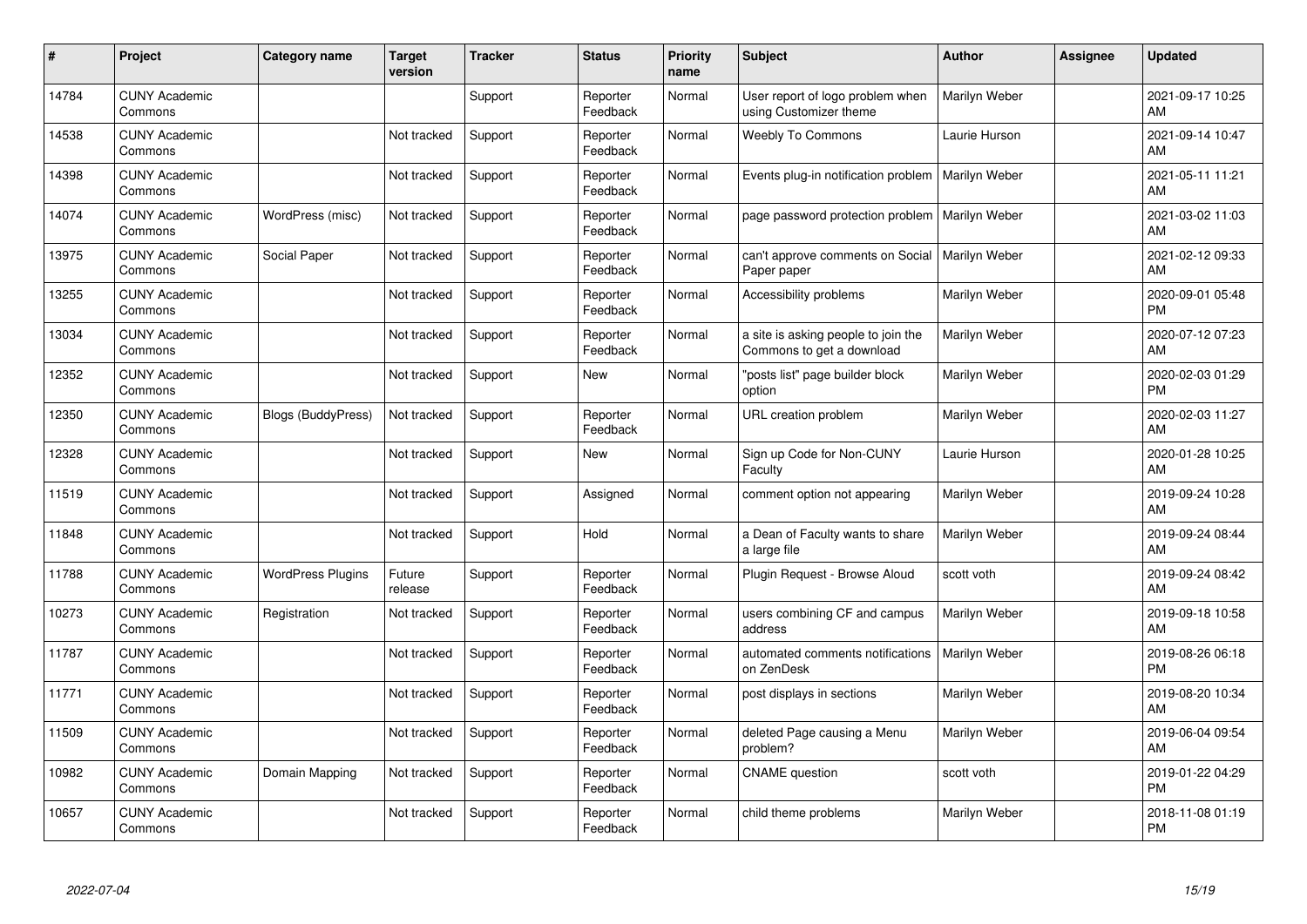| # | Project | Category name | Target version | Tracker | Status | Priority name | Subject | Author | Assignee | Updated |
|---|---|---|---|---|---|---|---|---|---|---|
| 14784 | CUNY Academic Commons | | | Support | Reporter Feedback | Normal | User report of logo problem when using Customizer theme | Marilyn Weber | | 2021-09-17 10:25 AM |
| 14538 | CUNY Academic Commons | | Not tracked | Support | Reporter Feedback | Normal | Weebly To Commons | Laurie Hurson | | 2021-09-14 10:47 AM |
| 14398 | CUNY Academic Commons | | Not tracked | Support | Reporter Feedback | Normal | Events plug-in notification problem | Marilyn Weber | | 2021-05-11 11:21 AM |
| 14074 | CUNY Academic Commons | WordPress (misc) | Not tracked | Support | Reporter Feedback | Normal | page password protection problem | Marilyn Weber | | 2021-03-02 11:03 AM |
| 13975 | CUNY Academic Commons | Social Paper | Not tracked | Support | Reporter Feedback | Normal | can't approve comments on Social Paper paper | Marilyn Weber | | 2021-02-12 09:33 AM |
| 13255 | CUNY Academic Commons | | Not tracked | Support | Reporter Feedback | Normal | Accessibility problems | Marilyn Weber | | 2020-09-01 05:48 PM |
| 13034 | CUNY Academic Commons | | Not tracked | Support | Reporter Feedback | Normal | a site is asking people to join the Commons to get a download | Marilyn Weber | | 2020-07-12 07:23 AM |
| 12352 | CUNY Academic Commons | | Not tracked | Support | New | Normal | "posts list" page builder block option | Marilyn Weber | | 2020-02-03 01:29 PM |
| 12350 | CUNY Academic Commons | Blogs (BuddyPress) | Not tracked | Support | Reporter Feedback | Normal | URL creation problem | Marilyn Weber | | 2020-02-03 11:27 AM |
| 12328 | CUNY Academic Commons | | Not tracked | Support | New | Normal | Sign up Code for Non-CUNY Faculty | Laurie Hurson | | 2020-01-28 10:25 AM |
| 11519 | CUNY Academic Commons | | Not tracked | Support | Assigned | Normal | comment option not appearing | Marilyn Weber | | 2019-09-24 10:28 AM |
| 11848 | CUNY Academic Commons | | Not tracked | Support | Hold | Normal | a Dean of Faculty wants to share a large file | Marilyn Weber | | 2019-09-24 08:44 AM |
| 11788 | CUNY Academic Commons | WordPress Plugins | Future release | Support | Reporter Feedback | Normal | Plugin Request - Browse Aloud | scott voth | | 2019-09-24 08:42 AM |
| 10273 | CUNY Academic Commons | Registration | Not tracked | Support | Reporter Feedback | Normal | users combining CF and campus address | Marilyn Weber | | 2019-09-18 10:58 AM |
| 11787 | CUNY Academic Commons | | Not tracked | Support | Reporter Feedback | Normal | automated comments notifications on ZenDesk | Marilyn Weber | | 2019-08-26 06:18 PM |
| 11771 | CUNY Academic Commons | | Not tracked | Support | Reporter Feedback | Normal | post displays in sections | Marilyn Weber | | 2019-08-20 10:34 AM |
| 11509 | CUNY Academic Commons | | Not tracked | Support | Reporter Feedback | Normal | deleted Page causing a Menu problem? | Marilyn Weber | | 2019-06-04 09:54 AM |
| 10982 | CUNY Academic Commons | Domain Mapping | Not tracked | Support | Reporter Feedback | Normal | CNAME question | scott voth | | 2019-01-22 04:29 PM |
| 10657 | CUNY Academic Commons | | Not tracked | Support | Reporter Feedback | Normal | child theme problems | Marilyn Weber | | 2018-11-08 01:19 PM |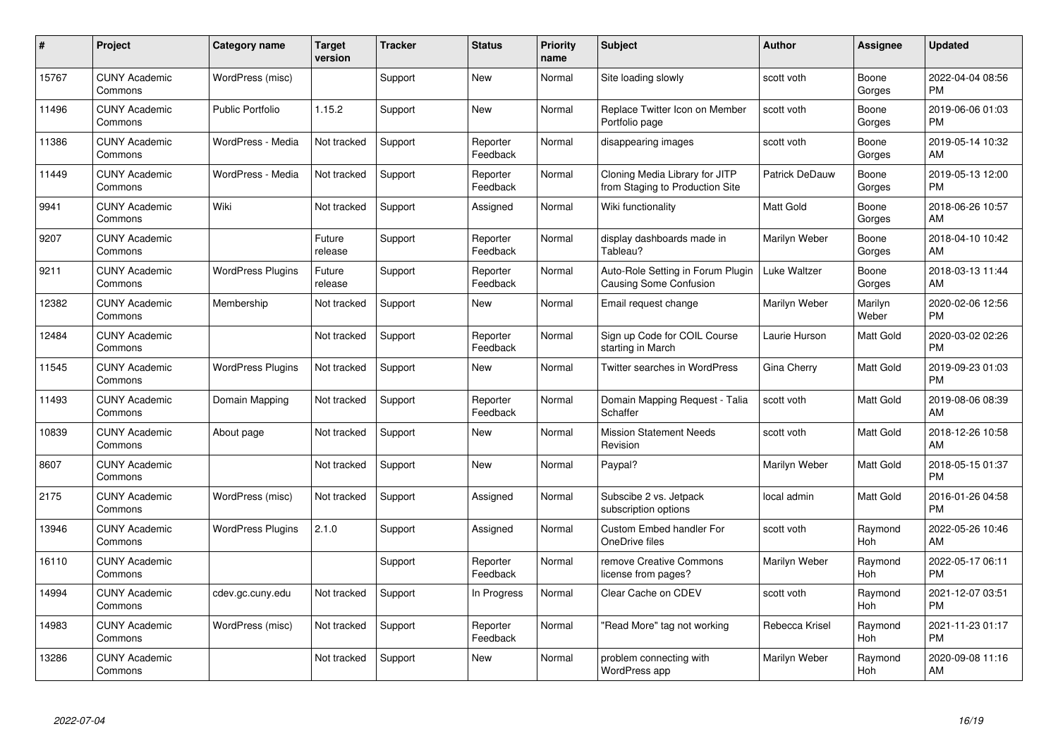| # | Project | Category name | Target version | Tracker | Status | Priority name | Subject | Author | Assignee | Updated |
|---|---|---|---|---|---|---|---|---|---|---|
| 15767 | CUNY Academic Commons | WordPress (misc) | | Support | New | Normal | Site loading slowly | scott voth | Boone Gorges | 2022-04-04 08:56 PM |
| 11496 | CUNY Academic Commons | Public Portfolio | 1.15.2 | Support | New | Normal | Replace Twitter Icon on Member Portfolio page | scott voth | Boone Gorges | 2019-06-06 01:03 PM |
| 11386 | CUNY Academic Commons | WordPress - Media | Not tracked | Support | Reporter Feedback | Normal | disappearing images | scott voth | Boone Gorges | 2019-05-14 10:32 AM |
| 11449 | CUNY Academic Commons | WordPress - Media | Not tracked | Support | Reporter Feedback | Normal | Cloning Media Library for JITP from Staging to Production Site | Patrick DeDauw | Boone Gorges | 2019-05-13 12:00 PM |
| 9941 | CUNY Academic Commons | Wiki | Not tracked | Support | Assigned | Normal | Wiki functionality | Matt Gold | Boone Gorges | 2018-06-26 10:57 AM |
| 9207 | CUNY Academic Commons | | Future release | Support | Reporter Feedback | Normal | display dashboards made in Tableau? | Marilyn Weber | Boone Gorges | 2018-04-10 10:42 AM |
| 9211 | CUNY Academic Commons | WordPress Plugins | Future release | Support | Reporter Feedback | Normal | Auto-Role Setting in Forum Plugin Causing Some Confusion | Luke Waltzer | Boone Gorges | 2018-03-13 11:44 AM |
| 12382 | CUNY Academic Commons | Membership | Not tracked | Support | New | Normal | Email request change | Marilyn Weber | Marilyn Weber | 2020-02-06 12:56 PM |
| 12484 | CUNY Academic Commons | | Not tracked | Support | Reporter Feedback | Normal | Sign up Code for COIL Course starting in March | Laurie Hurson | Matt Gold | 2020-03-02 02:26 PM |
| 11545 | CUNY Academic Commons | WordPress Plugins | Not tracked | Support | New | Normal | Twitter searches in WordPress | Gina Cherry | Matt Gold | 2019-09-23 01:03 PM |
| 11493 | CUNY Academic Commons | Domain Mapping | Not tracked | Support | Reporter Feedback | Normal | Domain Mapping Request - Talia Schaffer | scott voth | Matt Gold | 2019-08-06 08:39 AM |
| 10839 | CUNY Academic Commons | About page | Not tracked | Support | New | Normal | Mission Statement Needs Revision | scott voth | Matt Gold | 2018-12-26 10:58 AM |
| 8607 | CUNY Academic Commons | | Not tracked | Support | New | Normal | Paypal? | Marilyn Weber | Matt Gold | 2018-05-15 01:37 PM |
| 2175 | CUNY Academic Commons | WordPress (misc) | Not tracked | Support | Assigned | Normal | Subscibe 2 vs. Jetpack subscription options | local admin | Matt Gold | 2016-01-26 04:58 PM |
| 13946 | CUNY Academic Commons | WordPress Plugins | 2.1.0 | Support | Assigned | Normal | Custom Embed handler For OneDrive files | scott voth | Raymond Hoh | 2022-05-26 10:46 AM |
| 16110 | CUNY Academic Commons | | | Support | Reporter Feedback | Normal | remove Creative Commons license from pages? | Marilyn Weber | Raymond Hoh | 2022-05-17 06:11 PM |
| 14994 | CUNY Academic Commons | cdev.gc.cuny.edu | Not tracked | Support | In Progress | Normal | Clear Cache on CDEV | scott voth | Raymond Hoh | 2021-12-07 03:51 PM |
| 14983 | CUNY Academic Commons | WordPress (misc) | Not tracked | Support | Reporter Feedback | Normal | "Read More" tag not working | Rebecca Krisel | Raymond Hoh | 2021-11-23 01:17 PM |
| 13286 | CUNY Academic Commons | | Not tracked | Support | New | Normal | problem connecting with WordPress app | Marilyn Weber | Raymond Hoh | 2020-09-08 11:16 AM |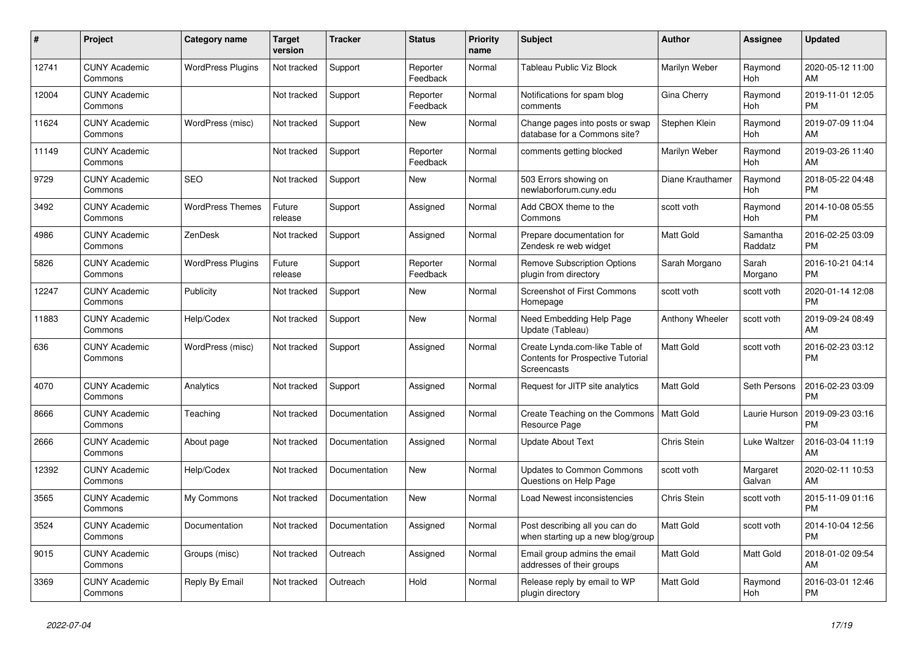| # | Project | Category name | Target version | Tracker | Status | Priority name | Subject | Author | Assignee | Updated |
|---|---|---|---|---|---|---|---|---|---|---|
| 12741 | CUNY Academic Commons | WordPress Plugins | Not tracked | Support | Reporter Feedback | Normal | Tableau Public Viz Block | Marilyn Weber | Raymond Hoh | 2020-05-12 11:00 AM |
| 12004 | CUNY Academic Commons | | Not tracked | Support | Reporter Feedback | Normal | Notifications for spam blog comments | Gina Cherry | Raymond Hoh | 2019-11-01 12:05 PM |
| 11624 | CUNY Academic Commons | WordPress (misc) | Not tracked | Support | New | Normal | Change pages into posts or swap database for a Commons site? | Stephen Klein | Raymond Hoh | 2019-07-09 11:04 AM |
| 11149 | CUNY Academic Commons | | Not tracked | Support | Reporter Feedback | Normal | comments getting blocked | Marilyn Weber | Raymond Hoh | 2019-03-26 11:40 AM |
| 9729 | CUNY Academic Commons | SEO | Not tracked | Support | New | Normal | 503 Errors showing on newlaborforum.cuny.edu | Diane Krauthamer | Raymond Hoh | 2018-05-22 04:48 PM |
| 3492 | CUNY Academic Commons | WordPress Themes | Future release | Support | Assigned | Normal | Add CBOX theme to the Commons | scott voth | Raymond Hoh | 2014-10-08 05:55 PM |
| 4986 | CUNY Academic Commons | ZenDesk | Not tracked | Support | Assigned | Normal | Prepare documentation for Zendesk re web widget | Matt Gold | Samantha Raddatz | 2016-02-25 03:09 PM |
| 5826 | CUNY Academic Commons | WordPress Plugins | Future release | Support | Reporter Feedback | Normal | Remove Subscription Options plugin from directory | Sarah Morgano | Sarah Morgano | 2016-10-21 04:14 PM |
| 12247 | CUNY Academic Commons | Publicity | Not tracked | Support | New | Normal | Screenshot of First Commons Homepage | scott voth | scott voth | 2020-01-14 12:08 PM |
| 11883 | CUNY Academic Commons | Help/Codex | Not tracked | Support | New | Normal | Need Embedding Help Page Update (Tableau) | Anthony Wheeler | scott voth | 2019-09-24 08:49 AM |
| 636 | CUNY Academic Commons | WordPress (misc) | Not tracked | Support | Assigned | Normal | Create Lynda.com-like Table of Contents for Prospective Tutorial Screencasts | Matt Gold | scott voth | 2016-02-23 03:12 PM |
| 4070 | CUNY Academic Commons | Analytics | Not tracked | Support | Assigned | Normal | Request for JITP site analytics | Matt Gold | Seth Persons | 2016-02-23 03:09 PM |
| 8666 | CUNY Academic Commons | Teaching | Not tracked | Documentation | Assigned | Normal | Create Teaching on the Commons Resource Page | Matt Gold | Laurie Hurson | 2019-09-23 03:16 PM |
| 2666 | CUNY Academic Commons | About page | Not tracked | Documentation | Assigned | Normal | Update About Text | Chris Stein | Luke Waltzer | 2016-03-04 11:19 AM |
| 12392 | CUNY Academic Commons | Help/Codex | Not tracked | Documentation | New | Normal | Updates to Common Commons Questions on Help Page | scott voth | Margaret Galvan | 2020-02-11 10:53 AM |
| 3565 | CUNY Academic Commons | My Commons | Not tracked | Documentation | New | Normal | Load Newest inconsistencies | Chris Stein | scott voth | 2015-11-09 01:16 PM |
| 3524 | CUNY Academic Commons | Documentation | Not tracked | Documentation | Assigned | Normal | Post describing all you can do when starting up a new blog/group | Matt Gold | scott voth | 2014-10-04 12:56 PM |
| 9015 | CUNY Academic Commons | Groups (misc) | Not tracked | Outreach | Assigned | Normal | Email group admins the email addresses of their groups | Matt Gold | Matt Gold | 2018-01-02 09:54 AM |
| 3369 | CUNY Academic Commons | Reply By Email | Not tracked | Outreach | Hold | Normal | Release reply by email to WP plugin directory | Matt Gold | Raymond Hoh | 2016-03-01 12:46 PM |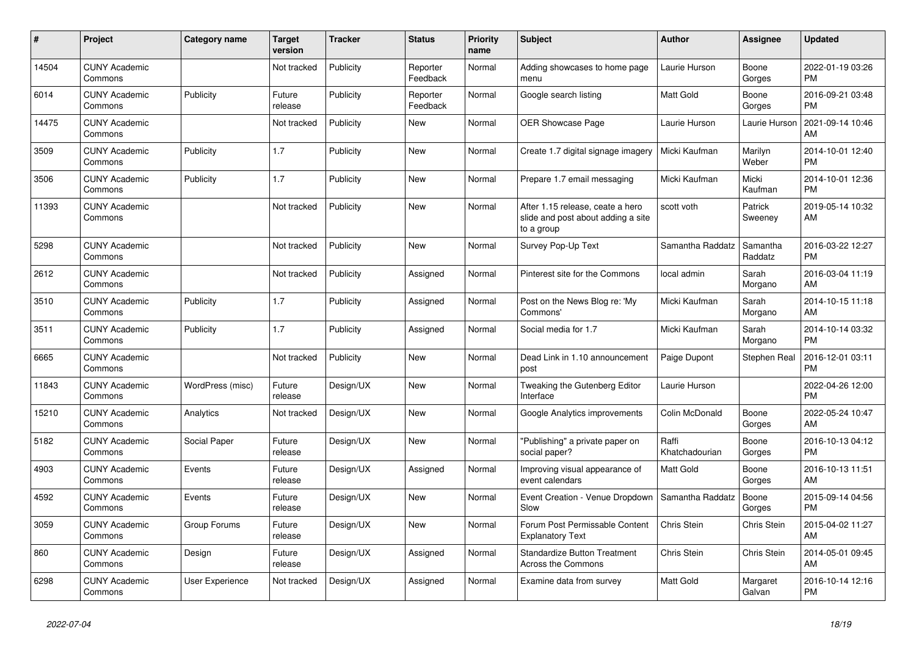| # | Project | Category name | Target version | Tracker | Status | Priority name | Subject | Author | Assignee | Updated |
|---|---|---|---|---|---|---|---|---|---|---|
| 14504 | CUNY Academic Commons | | Not tracked | Publicity | Reporter Feedback | Normal | Adding showcases to home page menu | Laurie Hurson | Boone Gorges | 2022-01-19 03:26 PM |
| 6014 | CUNY Academic Commons | Publicity | Future release | Publicity | Reporter Feedback | Normal | Google search listing | Matt Gold | Boone Gorges | 2016-09-21 03:48 PM |
| 14475 | CUNY Academic Commons | | Not tracked | Publicity | New | Normal | OER Showcase Page | Laurie Hurson | Laurie Hurson | 2021-09-14 10:46 AM |
| 3509 | CUNY Academic Commons | Publicity | 1.7 | Publicity | New | Normal | Create 1.7 digital signage imagery | Micki Kaufman | Marilyn Weber | 2014-10-01 12:40 PM |
| 3506 | CUNY Academic Commons | Publicity | 1.7 | Publicity | New | Normal | Prepare 1.7 email messaging | Micki Kaufman | Micki Kaufman | 2014-10-01 12:36 PM |
| 11393 | CUNY Academic Commons | | Not tracked | Publicity | New | Normal | After 1.15 release, ceate a hero slide and post about adding a site to a group | scott voth | Patrick Sweeney | 2019-05-14 10:32 AM |
| 5298 | CUNY Academic Commons | | Not tracked | Publicity | New | Normal | Survey Pop-Up Text | Samantha Raddatz | Samantha Raddatz | 2016-03-22 12:27 PM |
| 2612 | CUNY Academic Commons | | Not tracked | Publicity | Assigned | Normal | Pinterest site for the Commons | local admin | Sarah Morgano | 2016-03-04 11:19 AM |
| 3510 | CUNY Academic Commons | Publicity | 1.7 | Publicity | Assigned | Normal | Post on the News Blog re: 'My Commons' | Micki Kaufman | Sarah Morgano | 2014-10-15 11:18 AM |
| 3511 | CUNY Academic Commons | Publicity | 1.7 | Publicity | Assigned | Normal | Social media for 1.7 | Micki Kaufman | Sarah Morgano | 2014-10-14 03:32 PM |
| 6665 | CUNY Academic Commons | | Not tracked | Publicity | New | Normal | Dead Link in 1.10 announcement post | Paige Dupont | Stephen Real | 2016-12-01 03:11 PM |
| 11843 | CUNY Academic Commons | WordPress (misc) | Future release | Design/UX | New | Normal | Tweaking the Gutenberg Editor Interface | Laurie Hurson | | 2022-04-26 12:00 PM |
| 15210 | CUNY Academic Commons | Analytics | Not tracked | Design/UX | New | Normal | Google Analytics improvements | Colin McDonald | Boone Gorges | 2022-05-24 10:47 AM |
| 5182 | CUNY Academic Commons | Social Paper | Future release | Design/UX | New | Normal | "Publishing" a private paper on social paper? | Raffi Khatchadourian | Boone Gorges | 2016-10-13 04:12 PM |
| 4903 | CUNY Academic Commons | Events | Future release | Design/UX | Assigned | Normal | Improving visual appearance of event calendars | Matt Gold | Boone Gorges | 2016-10-13 11:51 AM |
| 4592 | CUNY Academic Commons | Events | Future release | Design/UX | New | Normal | Event Creation - Venue Dropdown Slow | Samantha Raddatz | Boone Gorges | 2015-09-14 04:56 PM |
| 3059 | CUNY Academic Commons | Group Forums | Future release | Design/UX | New | Normal | Forum Post Permissable Content Explanatory Text | Chris Stein | Chris Stein | 2015-04-02 11:27 AM |
| 860 | CUNY Academic Commons | Design | Future release | Design/UX | Assigned | Normal | Standardize Button Treatment Across the Commons | Chris Stein | Chris Stein | 2014-05-01 09:45 AM |
| 6298 | CUNY Academic Commons | User Experience | Not tracked | Design/UX | Assigned | Normal | Examine data from survey | Matt Gold | Margaret Galvan | 2016-10-14 12:16 PM |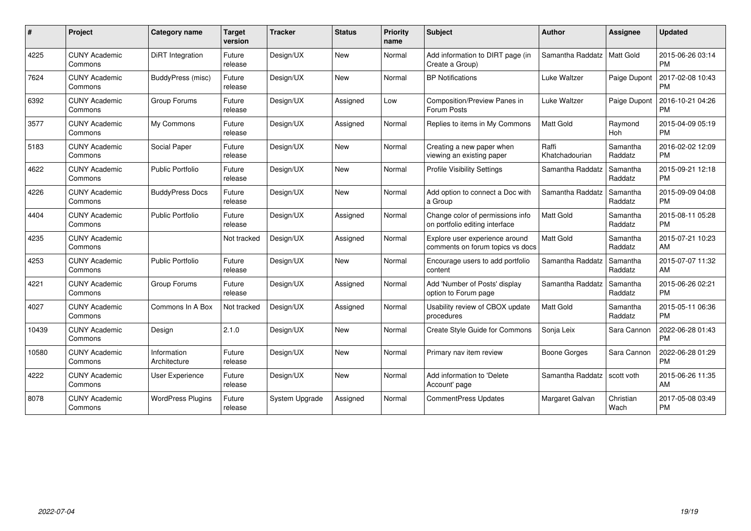| # | Project | Category name | Target version | Tracker | Status | Priority name | Subject | Author | Assignee | Updated |
|---|---|---|---|---|---|---|---|---|---|---|
| 4225 | CUNY Academic Commons | DiRT Integration | Future release | Design/UX | New | Normal | Add information to DIRT page (in Create a Group) | Samantha Raddatz | Matt Gold | 2015-06-26 03:14 PM |
| 7624 | CUNY Academic Commons | BuddyPress (misc) | Future release | Design/UX | New | Normal | BP Notifications | Luke Waltzer | Paige Dupont | 2017-02-08 10:43 PM |
| 6392 | CUNY Academic Commons | Group Forums | Future release | Design/UX | Assigned | Low | Composition/Preview Panes in Forum Posts | Luke Waltzer | Paige Dupont | 2016-10-21 04:26 PM |
| 3577 | CUNY Academic Commons | My Commons | Future release | Design/UX | Assigned | Normal | Replies to items in My Commons | Matt Gold | Raymond Hoh | 2015-04-09 05:19 PM |
| 5183 | CUNY Academic Commons | Social Paper | Future release | Design/UX | New | Normal | Creating a new paper when viewing an existing paper | Raffi Khatchadourian | Samantha Raddatz | 2016-02-02 12:09 PM |
| 4622 | CUNY Academic Commons | Public Portfolio | Future release | Design/UX | New | Normal | Profile Visibility Settings | Samantha Raddatz | Samantha Raddatz | 2015-09-21 12:18 PM |
| 4226 | CUNY Academic Commons | BuddyPress Docs | Future release | Design/UX | New | Normal | Add option to connect a Doc with a Group | Samantha Raddatz | Samantha Raddatz | 2015-09-09 04:08 PM |
| 4404 | CUNY Academic Commons | Public Portfolio | Future release | Design/UX | Assigned | Normal | Change color of permissions info on portfolio editing interface | Matt Gold | Samantha Raddatz | 2015-08-11 05:28 PM |
| 4235 | CUNY Academic Commons | | Not tracked | Design/UX | Assigned | Normal | Explore user experience around comments on forum topics vs docs | Matt Gold | Samantha Raddatz | 2015-07-21 10:23 AM |
| 4253 | CUNY Academic Commons | Public Portfolio | Future release | Design/UX | New | Normal | Encourage users to add portfolio content | Samantha Raddatz | Samantha Raddatz | 2015-07-07 11:32 AM |
| 4221 | CUNY Academic Commons | Group Forums | Future release | Design/UX | Assigned | Normal | Add 'Number of Posts' display option to Forum page | Samantha Raddatz | Samantha Raddatz | 2015-06-26 02:21 PM |
| 4027 | CUNY Academic Commons | Commons In A Box | Not tracked | Design/UX | Assigned | Normal | Usability review of CBOX update procedures | Matt Gold | Samantha Raddatz | 2015-05-11 06:36 PM |
| 10439 | CUNY Academic Commons | Design | 2.1.0 | Design/UX | New | Normal | Create Style Guide for Commons | Sonja Leix | Sara Cannon | 2022-06-28 01:43 PM |
| 10580 | CUNY Academic Commons | Information Architecture | Future release | Design/UX | New | Normal | Primary nav item review | Boone Gorges | Sara Cannon | 2022-06-28 01:29 PM |
| 4222 | CUNY Academic Commons | User Experience | Future release | Design/UX | New | Normal | Add information to 'Delete Account' page | Samantha Raddatz | scott voth | 2015-06-26 11:35 AM |
| 8078 | CUNY Academic Commons | WordPress Plugins | Future release | System Upgrade | Assigned | Normal | CommentPress Updates | Margaret Galvan | Christian Wach | 2017-05-08 03:49 PM |